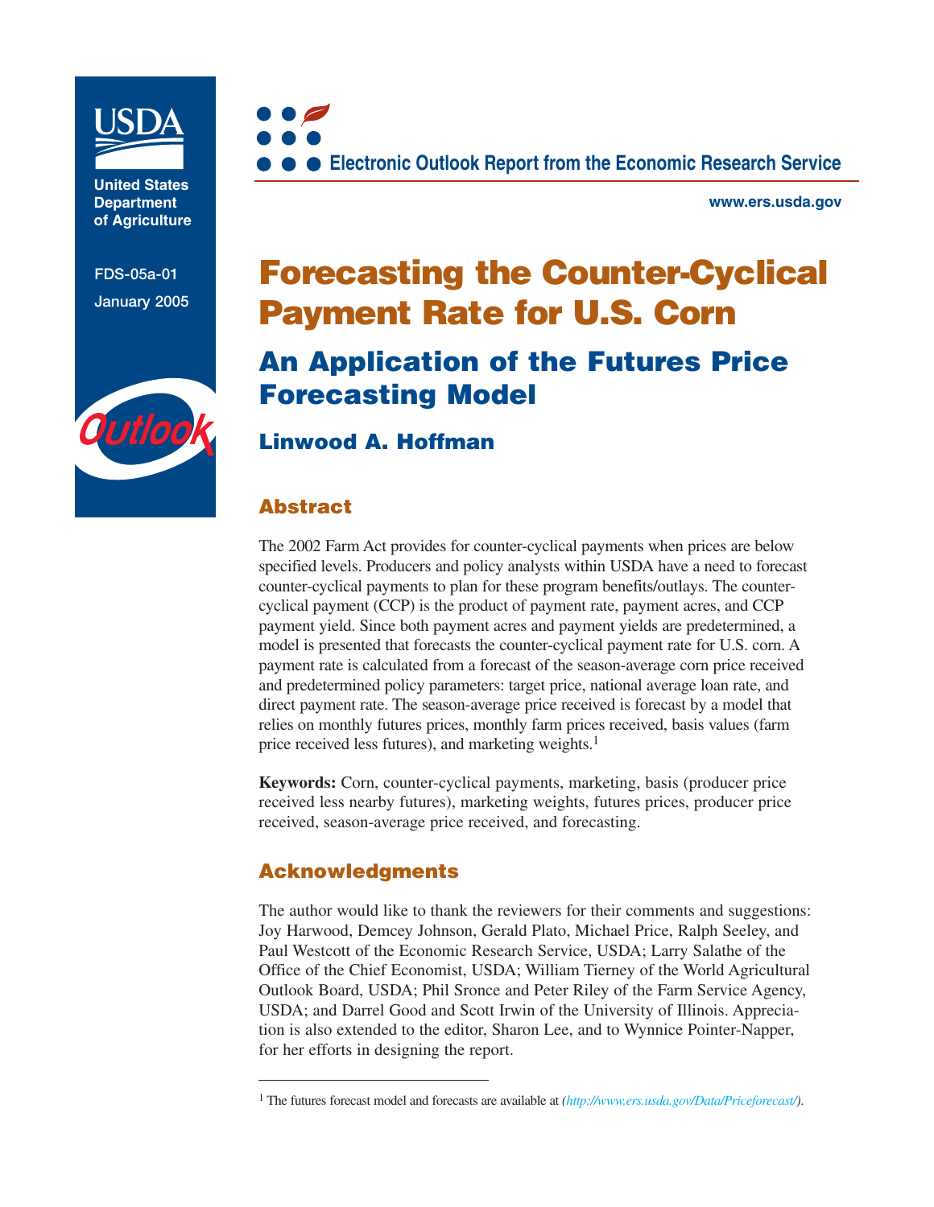USDA

United States Department of Agriculture

FDS-05a-01

January 2005

Outlook

Electronic Outlook Report from the Economic Research Service

www.ers.usda.gov

# Forecasting the Counter-Cyclical Payment Rate for U.S. Corn

## An Application of the Futures Price Forecasting Model

### Linwood A. Hoffman

## Abstract

The 2002 Farm Act provides for counter-cyclical payments when prices are below specified levels. Producers and policy analysts within USDA have a need to forecast counter-cyclical payments to plan for these program benefits/outlays. The counter-cyclical payment (CCP) is the product of payment rate, payment acres, and CCP payment yield. Since both payment acres and payment yields are predetermined, a model is presented that forecasts the counter-cyclical payment rate for U.S. corn. A payment rate is calculated from a forecast of the season-average corn price received and predetermined policy parameters: target price, national average loan rate, and direct payment rate. The season-average price received is forecast by a model that relies on monthly futures prices, monthly farm prices received, basis values (farm price received less futures), and marketing weights.[1]

**Keywords:** Corn, counter-cyclical payments, marketing, basis (producer price received less nearby futures), marketing weights, futures prices, producer price received, season-average price received, and forecasting.

## Acknowledgments

The author would like to thank the reviewers for their comments and suggestions: Joy Harwood, Demcey Johnson, Gerald Plato, Michael Price, Ralph Seeley, and Paul Westcott of the Economic Research Service, USDA; Larry Salathe of the Office of the Chief Economist, USDA; William Tierney of the World Agricultural Outlook Board, USDA; Phil Sronce and Peter Riley of the Farm Service Agency, USDA; and Darrel Good and Scott Irwin of the University of Illinois. Appreciation is also extended to the editor, Sharon Lee, and to Wynnice Pointer-Napper, for her efforts in designing the report.

---

[1] The futures forecast model and forecasts are available at *(http://www.ers.usda.gov/Data/Priceforecast/)*.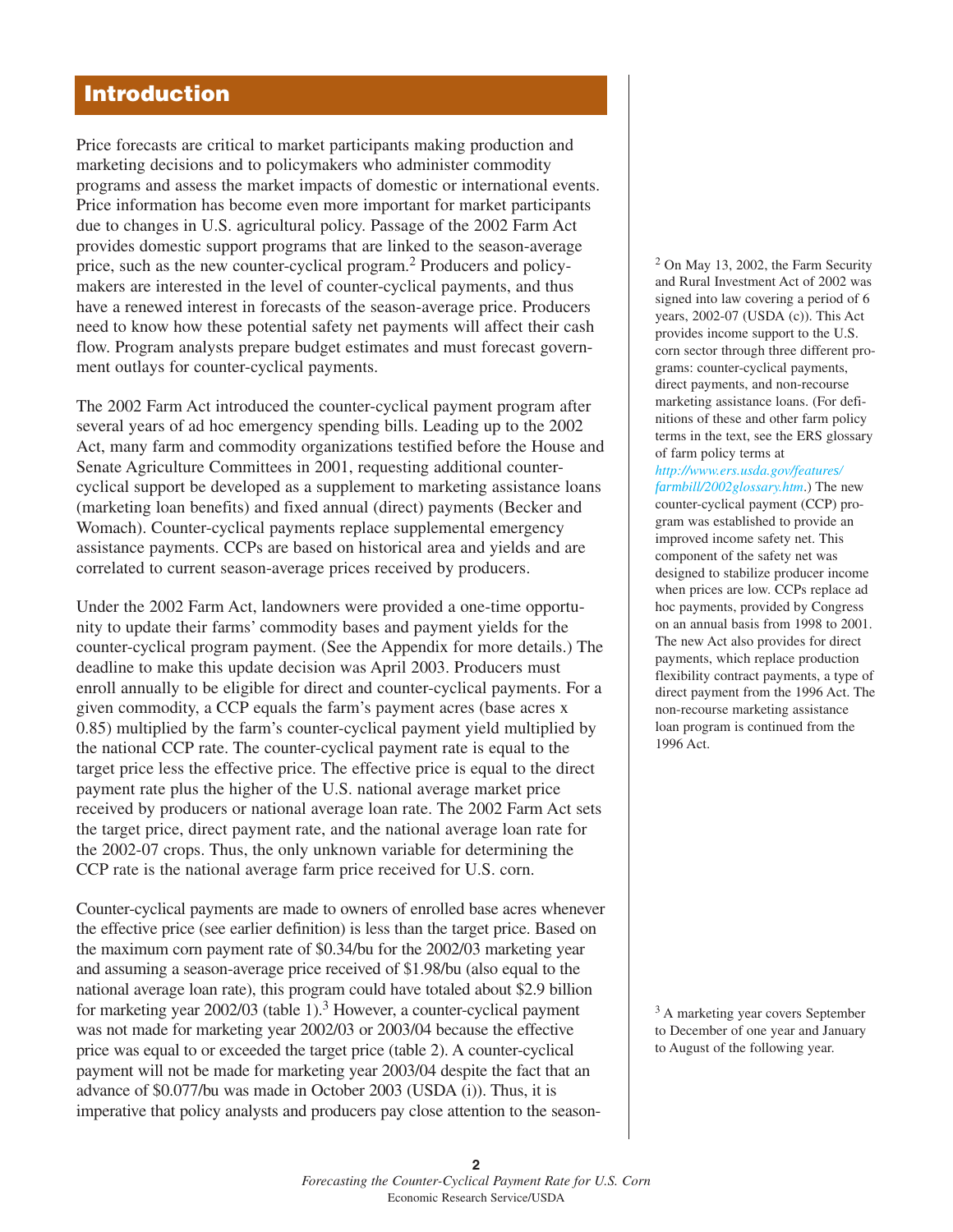# Introduction

Price forecasts are critical to market participants making production and marketing decisions and to policymakers who administer commodity programs and assess the market impacts of domestic or international events. Price information has become even more important for market participants due to changes in U.S. agricultural policy. Passage of the 2002 Farm Act provides domestic support programs that are linked to the season-average price, such as the new counter-cyclical program.[2] Producers and policymakers are interested in the level of counter-cyclical payments, and thus have a renewed interest in forecasts of the season-average price. Producers need to know how these potential safety net payments will affect their cash flow. Program analysts prepare budget estimates and must forecast government outlays for counter-cyclical payments.

The 2002 Farm Act introduced the counter-cyclical payment program after several years of ad hoc emergency spending bills. Leading up to the 2002 Act, many farm and commodity organizations testified before the House and Senate Agriculture Committees in 2001, requesting additional counter-cyclical support be developed as a supplement to marketing assistance loans (marketing loan benefits) and fixed annual (direct) payments (Becker and Womach). Counter-cyclical payments replace supplemental emergency assistance payments. CCPs are based on historical area and yields and are correlated to current season-average prices received by producers.

Under the 2002 Farm Act, landowners were provided a one-time opportunity to update their farms' commodity bases and payment yields for the counter-cyclical program payment. (See the Appendix for more details.) The deadline to make this update decision was April 2003. Producers must enroll annually to be eligible for direct and counter-cyclical payments. For a given commodity, a CCP equals the farm's payment acres (base acres x 0.85) multiplied by the farm's counter-cyclical payment yield multiplied by the national CCP rate. The counter-cyclical payment rate is equal to the target price less the effective price. The effective price is equal to the direct payment rate plus the higher of the U.S. national average market price received by producers or national average loan rate. The 2002 Farm Act sets the target price, direct payment rate, and the national average loan rate for the 2002-07 crops. Thus, the only unknown variable for determining the CCP rate is the national average farm price received for U.S. corn.

Counter-cyclical payments are made to owners of enrolled base acres whenever the effective price (see earlier definition) is less than the target price. Based on the maximum corn payment rate of $0.34/bu for the 2002/03 marketing year and assuming a season-average price received of $1.98/bu (also equal to the national average loan rate), this program could have totaled about $2.9 billion for marketing year 2002/03 (table 1).[3] However, a counter-cyclical payment was not made for marketing year 2002/03 or 2003/04 because the effective price was equal to or exceeded the target price (table 2). A counter-cyclical payment will not be made for marketing year 2003/04 despite the fact that an advance of $0.077/bu was made in October 2003 (USDA (i)). Thus, it is imperative that policy analysts and producers pay close attention to the season-

[2] On May 13, 2002, the Farm Security and Rural Investment Act of 2002 was signed into law covering a period of 6 years, 2002-07 (USDA (c)). This Act provides income support to the U.S. corn sector through three different programs: counter-cyclical payments, direct payments, and non-recourse marketing assistance loans. (For definitions of these and other farm policy terms in the text, see the ERS glossary of farm policy terms at *http://www.ers.usda.gov/features/farmbill/2002glossary.htm*.) The new counter-cyclical payment (CCP) program was established to provide an improved income safety net. This component of the safety net was designed to stabilize producer income when prices are low. CCPs replace ad hoc payments, provided by Congress on an annual basis from 1998 to 2001. The new Act also provides for direct payments, which replace production flexibility contract payments, a type of direct payment from the 1996 Act. The non-recourse marketing assistance loan program is continued from the 1996 Act.

[3] A marketing year covers September to December of one year and January to August of the following year.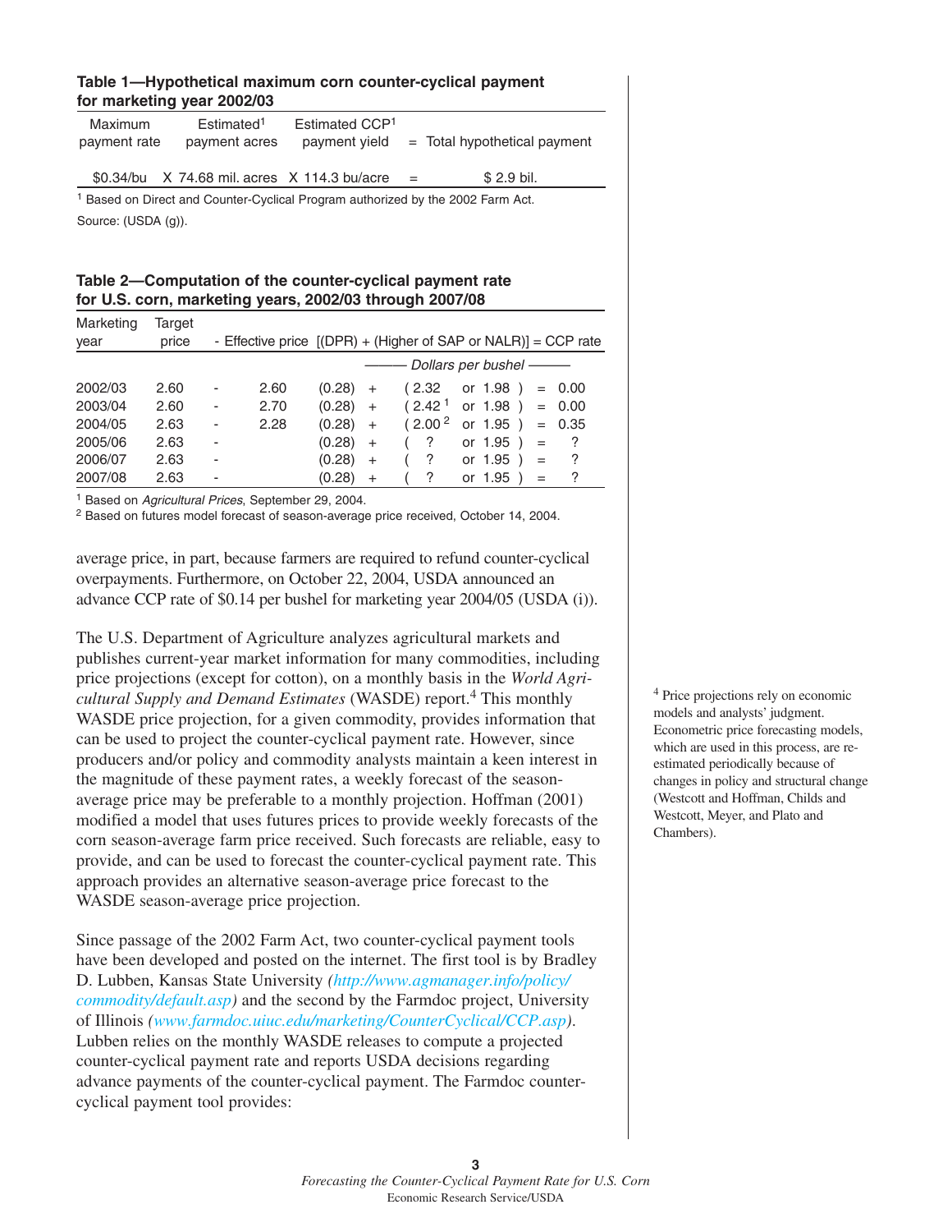**Table 1—Hypothetical maximum corn counter-cyclical payment for marketing year 2002/03**

| Maximum payment rate | | Estimated[1] payment acres | | Estimated CCP[1] payment yield | = | Total hypothetical payment |
|---|---|---|---|---|---|---|
| $0.34/bu | X | 74.68 mil. acres | X | 114.3 bu/acre | = | $ 2.9 bil. |

[1] Based on Direct and Counter-Cyclical Program authorized by the 2002 Farm Act.

Source: (USDA (g)).

**Table 2—Computation of the counter-cyclical payment rate for U.S. corn, marketing years, 2002/03 through 2007/08**

| Marketing year | Target price | - | Effective price | [(DPR) | + | (Higher of SAP | or NALR)] | = | CCP rate |
|---|---|---|---|---|---|---|---|---|---|
| | | | | | | *Dollars per bushel* | | | |
| 2002/03 | 2.60 | - | 2.60 | (0.28) | + | ( 2.32 | or 1.98 ) | = | 0.00 |
| 2003/04 | 2.60 | - | 2.70 | (0.28) | + | ( 2.42[1] | or 1.98 ) | = | 0.00 |
| 2004/05 | 2.63 | - | 2.28 | (0.28) | + | ( 2.00[2] | or 1.95 ) | = | 0.35 |
| 2005/06 | 2.63 | - | | (0.28) | + | ( ? | or 1.95 ) | = | ? |
| 2006/07 | 2.63 | - | | (0.28) | + | ( ? | or 1.95 ) | = | ? |
| 2007/08 | 2.63 | - | | (0.28) | + | ( ? | or 1.95 ) | = | ? |

[1] Based on *Agricultural Prices*, September 29, 2004.

[2] Based on futures model forecast of season-average price received, October 14, 2004.

average price, in part, because farmers are required to refund counter-cyclical overpayments. Furthermore, on October 22, 2004, USDA announced an advance CCP rate of $0.14 per bushel for marketing year 2004/05 (USDA (i)).

The U.S. Department of Agriculture analyzes agricultural markets and publishes current-year market information for many commodities, including price projections (except for cotton), on a monthly basis in the *World Agricultural Supply and Demand Estimates* (WASDE) report.[4] This monthly WASDE price projection, for a given commodity, provides information that can be used to project the counter-cyclical payment rate. However, since producers and/or policy and commodity analysts maintain a keen interest in the magnitude of these payment rates, a weekly forecast of the season-average price may be preferable to a monthly projection. Hoffman (2001) modified a model that uses futures prices to provide weekly forecasts of the corn season-average farm price received. Such forecasts are reliable, easy to provide, and can be used to forecast the counter-cyclical payment rate. This approach provides an alternative season-average price forecast to the WASDE season-average price projection.

Since passage of the 2002 Farm Act, two counter-cyclical payment tools have been developed and posted on the internet. The first tool is by Bradley D. Lubben, Kansas State University *(http://www.agmanager.info/policy/commodity/default.asp)* and the second by the Farmdoc project, University of Illinois *(www.farmdoc.uiuc.edu/marketing/CounterCyclical/CCP.asp)*. Lubben relies on the monthly WASDE releases to compute a projected counter-cyclical payment rate and reports USDA decisions regarding advance payments of the counter-cyclical payment. The Farmdoc counter-cyclical payment tool provides:

[4] Price projections rely on economic models and analysts' judgment. Econometric price forecasting models, which are used in this process, are re-estimated periodically because of changes in policy and structural change (Westcott and Hoffman, Childs and Westcott, Meyer, and Plato and Chambers).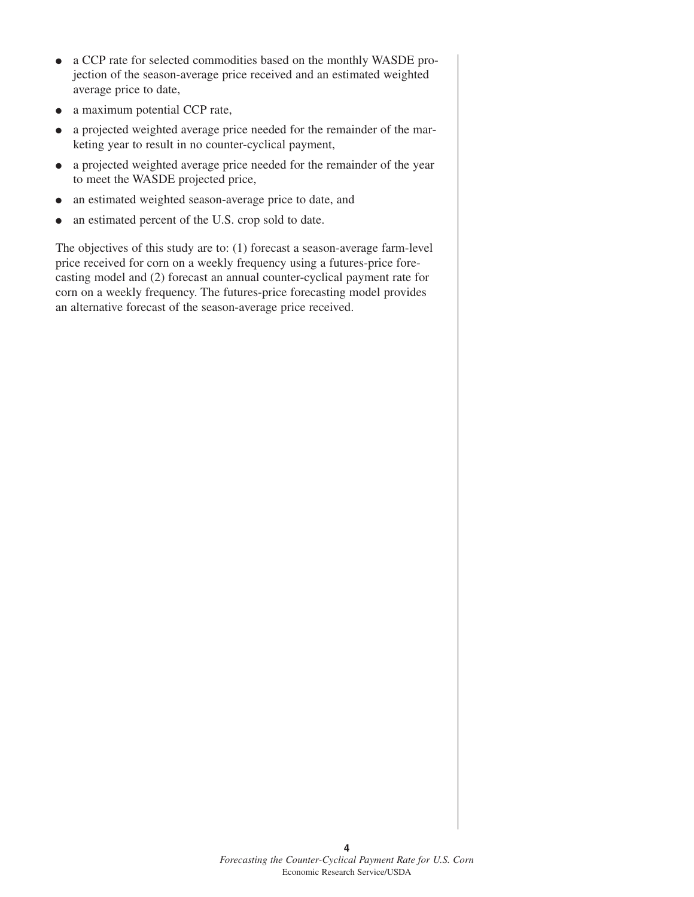- a CCP rate for selected commodities based on the monthly WASDE projection of the season-average price received and an estimated weighted average price to date,
- a maximum potential CCP rate,
- a projected weighted average price needed for the remainder of the marketing year to result in no counter-cyclical payment,
- a projected weighted average price needed for the remainder of the year to meet the WASDE projected price,
- an estimated weighted season-average price to date, and
- an estimated percent of the U.S. crop sold to date.

The objectives of this study are to: (1) forecast a season-average farm-level price received for corn on a weekly frequency using a futures-price forecasting model and (2) forecast an annual counter-cyclical payment rate for corn on a weekly frequency. The futures-price forecasting model provides an alternative forecast of the season-average price received.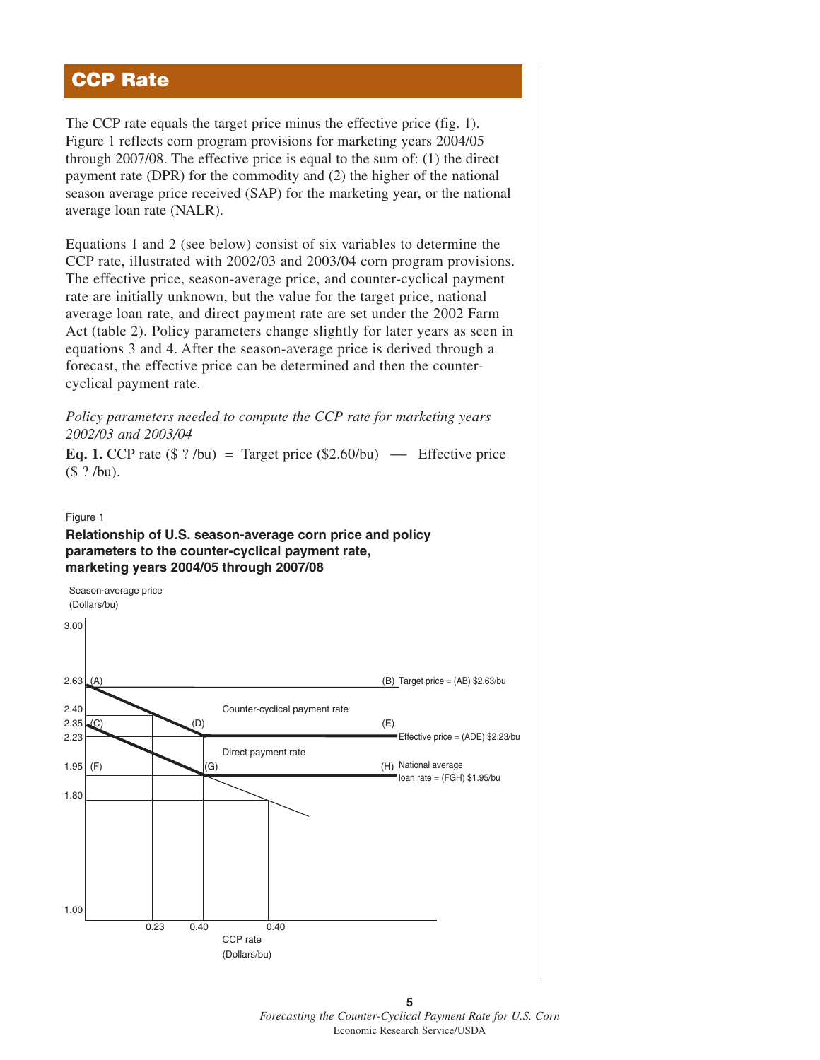# CCP Rate

The CCP rate equals the target price minus the effective price (fig. 1). Figure 1 reflects corn program provisions for marketing years 2004/05 through 2007/08. The effective price is equal to the sum of: (1) the direct payment rate (DPR) for the commodity and (2) the higher of the national season average price received (SAP) for the marketing year, or the national average loan rate (NALR).

Equations 1 and 2 (see below) consist of six variables to determine the CCP rate, illustrated with 2002/03 and 2003/04 corn program provisions. The effective price, season-average price, and counter-cyclical payment rate are initially unknown, but the value for the target price, national average loan rate, and direct payment rate are set under the 2002 Farm Act (table 2). Policy parameters change slightly for later years as seen in equations 3 and 4. After the season-average price is derived through a forecast, the effective price can be determined and then the counter-cyclical payment rate.

*Policy parameters needed to compute the CCP rate for marketing years 2002/03 and 2003/04*

**Eq. 1.** CCP rate ($ ? /bu) = Target price ($2.60/bu) — Effective price ($ ? /bu).

Figure 1

**Relationship of U.S. season-average corn price and policy parameters to the counter-cyclical payment rate, marketing years 2004/05 through 2007/08**

Season-average price (Dollars/bu)

- 3.00
- 2.63 (A) — (B) Target price = (AB) $2.63/bu
- 2.40 — Counter-cyclical payment rate
- 2.35 (C) — (D) — (E)
- 2.23 — Effective price = (ADE) $2.23/bu
- Direct payment rate
- 1.95 (F) — (G) — (H) National average loan rate = (FGH) $1.95/bu
- 1.80
- 1.00

CCP rate (Dollars/bu): 0.23, 0.40, 0.40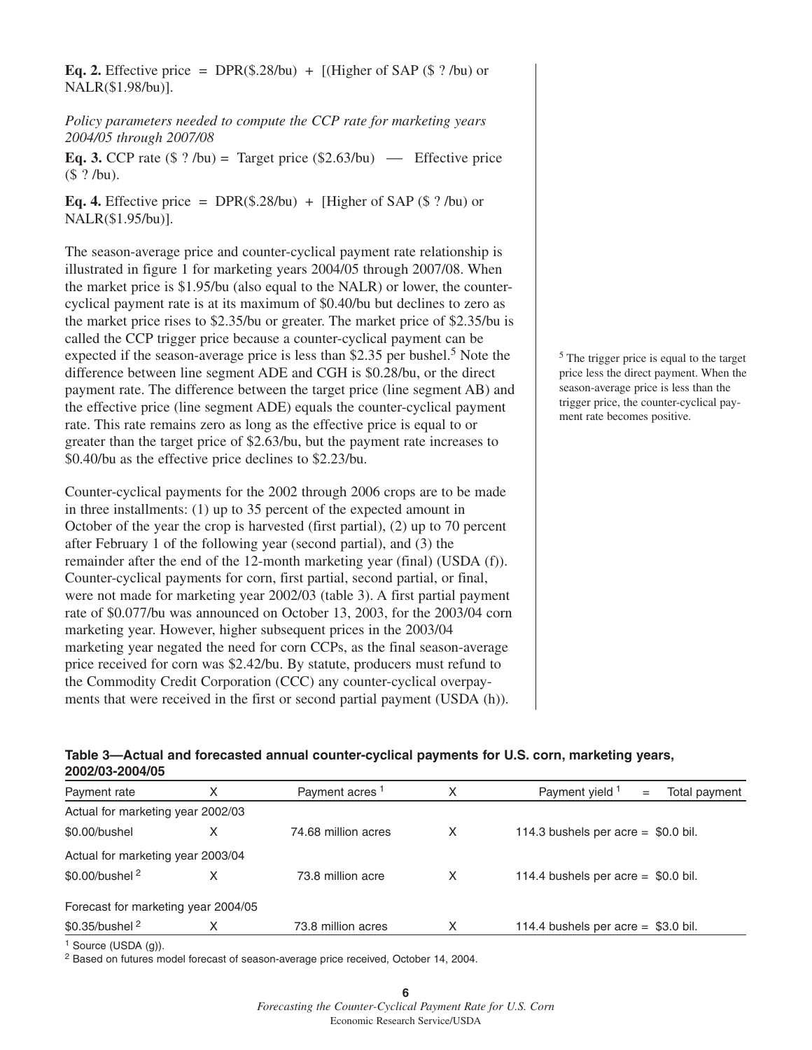**Eq. 2.** Effective price = DPR($.28/bu) + [(Higher of SAP ($ ? /bu) or NALR($1.98/bu)].

*Policy parameters needed to compute the CCP rate for marketing years 2004/05 through 2007/08*

**Eq. 3.** CCP rate ($ ? /bu) = Target price ($2.63/bu) — Effective price ($ ? /bu).

**Eq. 4.** Effective price = DPR($.28/bu) + [Higher of SAP ($ ? /bu) or NALR($1.95/bu)].

The season-average price and counter-cyclical payment rate relationship is illustrated in figure 1 for marketing years 2004/05 through 2007/08. When the market price is $1.95/bu (also equal to the NALR) or lower, the counter-cyclical payment rate is at its maximum of $0.40/bu but declines to zero as the market price rises to $2.35/bu or greater. The market price of $2.35/bu is called the CCP trigger price because a counter-cyclical payment can be expected if the season-average price is less than $2.35 per bushel.[5] Note the difference between line segment ADE and CGH is $0.28/bu, or the direct payment rate. The difference between the target price (line segment AB) and the effective price (line segment ADE) equals the counter-cyclical payment rate. This rate remains zero as long as the effective price is equal to or greater than the target price of $2.63/bu, but the payment rate increases to $0.40/bu as the effective price declines to $2.23/bu.

[5] The trigger price is equal to the target price less the direct payment. When the season-average price is less than the trigger price, the counter-cyclical payment rate becomes positive.

Counter-cyclical payments for the 2002 through 2006 crops are to be made in three installments: (1) up to 35 percent of the expected amount in October of the year the crop is harvested (first partial), (2) up to 70 percent after February 1 of the following year (second partial), and (3) the remainder after the end of the 12-month marketing year (final) (USDA (f)). Counter-cyclical payments for corn, first partial, second partial, or final, were not made for marketing year 2002/03 (table 3). A first partial payment rate of $0.077/bu was announced on October 13, 2003, for the 2003/04 corn marketing year. However, higher subsequent prices in the 2003/04 marketing year negated the need for corn CCPs, as the final season-average price received for corn was $2.42/bu. By statute, producers must refund to the Commodity Credit Corporation (CCC) any counter-cyclical overpayments that were received in the first or second partial payment (USDA (h)).

**Table 3—Actual and forecasted annual counter-cyclical payments for U.S. corn, marketing years, 2002/03-2004/05**

| Payment rate | X | Payment acres [1] | X | Payment yield [1] = Total payment |
|---|---|---|---|---|
| Actual for marketing year 2002/03 | | | | |
| $0.00/bushel | X | 74.68 million acres | X | 114.3 bushels per acre = $0.0 bil. |
| Actual for marketing year 2003/04 | | | | |
| $0.00/bushel [2] | X | 73.8 million acre | X | 114.4 bushels per acre = $0.0 bil. |
| Forecast for marketing year 2004/05 | | | | |
| $0.35/bushel [2] | X | 73.8 million acres | X | 114.4 bushels per acre = $3.0 bil. |

[1] Source (USDA (g)).

[2] Based on futures model forecast of season-average price received, October 14, 2004.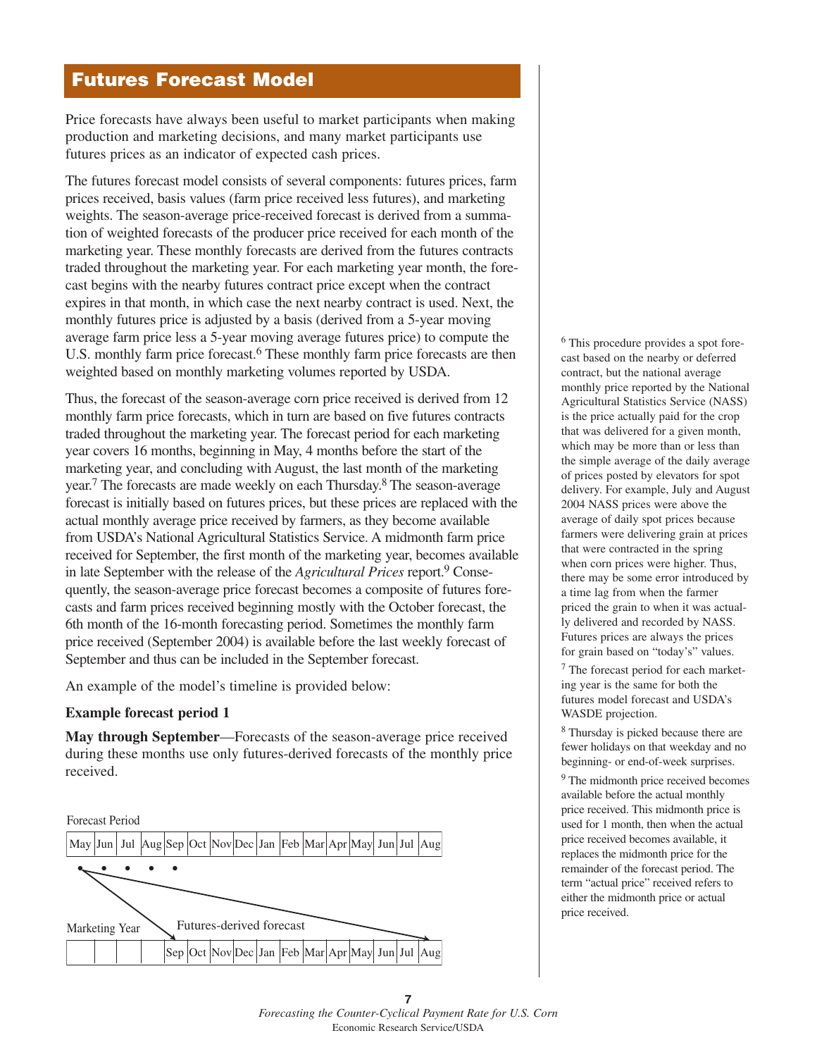# Futures Forecast Model

Price forecasts have always been useful to market participants when making production and marketing decisions, and many market participants use futures prices as an indicator of expected cash prices.

The futures forecast model consists of several components: futures prices, farm prices received, basis values (farm price received less futures), and marketing weights. The season-average price-received forecast is derived from a summation of weighted forecasts of the producer price received for each month of the marketing year. These monthly forecasts are derived from the futures contracts traded throughout the marketing year. For each marketing year month, the forecast begins with the nearby futures contract price except when the contract expires in that month, in which case the next nearby contract is used. Next, the monthly futures price is adjusted by a basis (derived from a 5-year moving average farm price less a 5-year moving average futures price) to compute the U.S. monthly farm price forecast.[6] These monthly farm price forecasts are then weighted based on monthly marketing volumes reported by USDA.

Thus, the forecast of the season-average corn price received is derived from 12 monthly farm price forecasts, which in turn are based on five futures contracts traded throughout the marketing year. The forecast period for each marketing year covers 16 months, beginning in May, 4 months before the start of the marketing year, and concluding with August, the last month of the marketing year.[7] The forecasts are made weekly on each Thursday.[8] The season-average forecast is initially based on futures prices, but these prices are replaced with the actual monthly average price received by farmers, as they become available from USDA's National Agricultural Statistics Service. A midmonth farm price received for September, the first month of the marketing year, becomes available in late September with the release of the *Agricultural Prices* report.[9] Consequently, the season-average price forecast becomes a composite of futures forecasts and farm prices received beginning mostly with the October forecast, the 6th month of the 16-month forecasting period. Sometimes the monthly farm price received (September 2004) is available before the last weekly forecast of September and thus can be included in the September forecast.

An example of the model's timeline is provided below:

**Example forecast period 1**

**May through September**—Forecasts of the season-average price received during these months use only futures-derived forecasts of the monthly price received.

Forecast Period

| May | Jun | Jul | Aug | Sep | Oct | Nov | Dec | Jan | Feb | Mar | Apr | May | Jun | Jul | Aug |
|---|---|---|---|---|---|---|---|---|---|---|---|---|---|---|---|
| • | • | • | • | • | | | | | | | | | | | |

Futures-derived forecast

Marketing Year

| | | | | Sep | Oct | Nov | Dec | Jan | Feb | Mar | Apr | May | Jun | Jul | Aug |
|---|---|---|---|---|---|---|---|---|---|---|---|---|---|---|---|

---

[6] This procedure provides a spot forecast based on the nearby or deferred contract, but the national average monthly price reported by the National Agricultural Statistics Service (NASS) is the price actually paid for the crop that was delivered for a given month, which may be more than or less than the simple average of the daily average of prices posted by elevators for spot delivery. For example, July and August 2004 NASS prices were above the average of daily spot prices because farmers were delivering grain at prices that were contracted in the spring when corn prices were higher. Thus, there may be some error introduced by a time lag from when the farmer priced the grain to when it was actually delivered and recorded by NASS. Futures prices are always the prices for grain based on "today's" values.

[7] The forecast period for each marketing year is the same for both the futures model forecast and USDA's WASDE projection.

[8] Thursday is picked because there are fewer holidays on that weekday and no beginning- or end-of-week surprises.

[9] The midmonth price received becomes available before the actual monthly price received. This midmonth price is used for 1 month, then when the actual price received becomes available, it replaces the midmonth price for the remainder of the forecast period. The term "actual price" received refers to either the midmonth price or actual price received.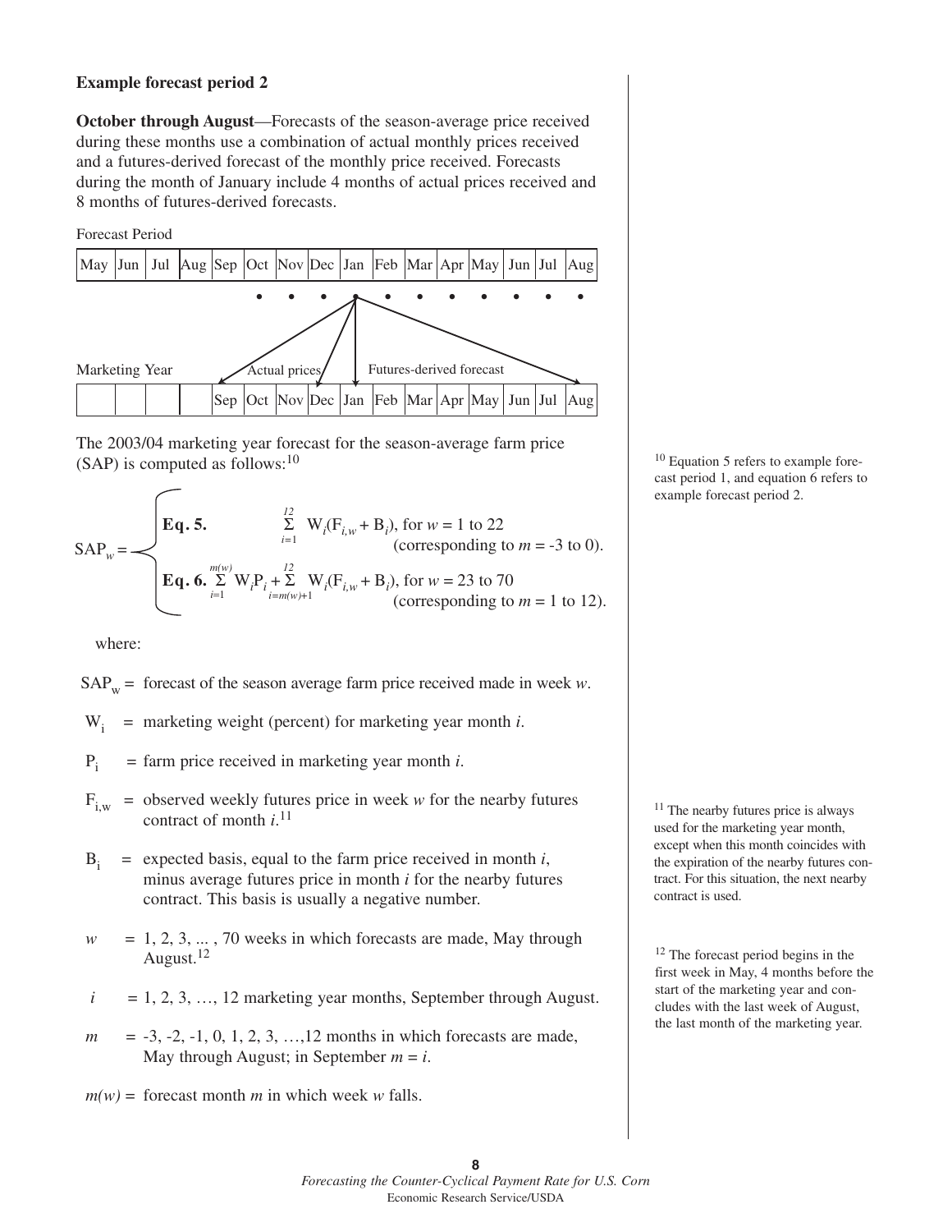**Example forecast period 2**

**October through August**—Forecasts of the season-average price received during these months use a combination of actual monthly prices received and a futures-derived forecast of the monthly price received. Forecasts during the month of January include 4 months of actual prices received and 8 months of futures-derived forecasts.

Forecast Period

| May | Jun | Jul | Aug | Sep | Oct | Nov | Dec | Jan | Feb | Mar | Apr | May | Jun | Jul | Aug |
|---|---|---|---|---|---|---|---|---|---|---|---|---|---|---|---|

Actual prices — Futures-derived forecast

Marketing Year

| | | | | Sep | Oct | Nov | Dec | Jan | Feb | Mar | Apr | May | Jun | Jul | Aug |
|---|---|---|---|---|---|---|---|---|---|---|---|---|---|---|---|

The 2003/04 marketing year forecast for the season-average farm price (SAP) is computed as follows:[10]

$$
SAP_w = \begin{cases} \textbf{Eq. 5.} \quad \sum_{i=1}^{12} W_i(F_{i,w} + B_i), \text{ for } w = 1 \text{ to } 22 \text{ (corresponding to } m = -3 \text{ to } 0\text{)}. \\ \textbf{Eq. 6.} \quad \sum_{i=1}^{m(w)} W_i P_i + \sum_{i=m(w)+1}^{12} W_i(F_{i,w} + B_i), \text{ for } w = 23 \text{ to } 70 \text{ (corresponding to } m = 1 \text{ to } 12\text{)}. \end{cases}
$$

where:

$SAP_w$ = forecast of the season average farm price received made in week $w$.

$W_i$ = marketing weight (percent) for marketing year month $i$.

$P_i$ = farm price received in marketing year month $i$.

$F_{i,w}$ = observed weekly futures price in week $w$ for the nearby futures contract of month $i$.[11]

$B_i$ = expected basis, equal to the farm price received in month $i$, minus average futures price in month $i$ for the nearby futures contract. This basis is usually a negative number.

$w$ = 1, 2, 3, ... , 70 weeks in which forecasts are made, May through August.[12]

$i$ = 1, 2, 3, …, 12 marketing year months, September through August.

$m$ = -3, -2, -1, 0, 1, 2, 3, …,12 months in which forecasts are made, May through August; in September $m = i$.

$m(w)$ = forecast month $m$ in which week $w$ falls.

---

[10] Equation 5 refers to example forecast period 1, and equation 6 refers to example forecast period 2.

[11] The nearby futures price is always used for the marketing year month, except when this month coincides with the expiration of the nearby futures contract. For this situation, the next nearby contract is used.

[12] The forecast period begins in the first week in May, 4 months before the start of the marketing year and concludes with the last week of August, the last month of the marketing year.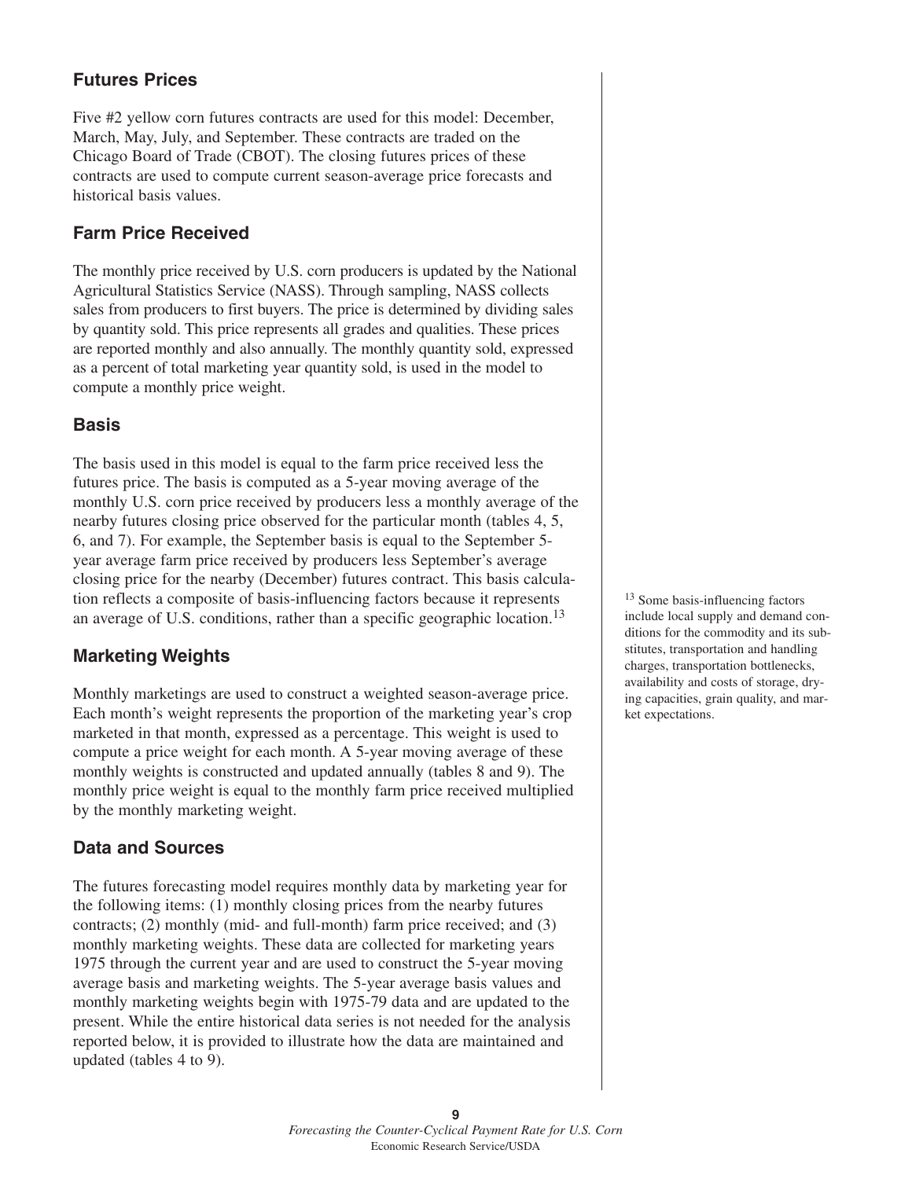## Futures Prices

Five #2 yellow corn futures contracts are used for this model: December, March, May, July, and September. These contracts are traded on the Chicago Board of Trade (CBOT). The closing futures prices of these contracts are used to compute current season-average price forecasts and historical basis values.

## Farm Price Received

The monthly price received by U.S. corn producers is updated by the National Agricultural Statistics Service (NASS). Through sampling, NASS collects sales from producers to first buyers. The price is determined by dividing sales by quantity sold. This price represents all grades and qualities. These prices are reported monthly and also annually. The monthly quantity sold, expressed as a percent of total marketing year quantity sold, is used in the model to compute a monthly price weight.

## Basis

The basis used in this model is equal to the farm price received less the futures price. The basis is computed as a 5-year moving average of the monthly U.S. corn price received by producers less a monthly average of the nearby futures closing price observed for the particular month (tables 4, 5, 6, and 7). For example, the September basis is equal to the September 5-year average farm price received by producers less September's average closing price for the nearby (December) futures contract. This basis calculation reflects a composite of basis-influencing factors because it represents an average of U.S. conditions, rather than a specific geographic location.[13]

## Marketing Weights

Monthly marketings are used to construct a weighted season-average price. Each month's weight represents the proportion of the marketing year's crop marketed in that month, expressed as a percentage. This weight is used to compute a price weight for each month. A 5-year moving average of these monthly weights is constructed and updated annually (tables 8 and 9). The monthly price weight is equal to the monthly farm price received multiplied by the monthly marketing weight.

## Data and Sources

The futures forecasting model requires monthly data by marketing year for the following items: (1) monthly closing prices from the nearby futures contracts; (2) monthly (mid- and full-month) farm price received; and (3) monthly marketing weights. These data are collected for marketing years 1975 through the current year and are used to construct the 5-year moving average basis and marketing weights. The 5-year average basis values and monthly marketing weights begin with 1975-79 data and are updated to the present. While the entire historical data series is not needed for the analysis reported below, it is provided to illustrate how the data are maintained and updated (tables 4 to 9).

[13] Some basis-influencing factors include local supply and demand conditions for the commodity and its substitutes, transportation and handling charges, transportation bottlenecks, availability and costs of storage, drying capacities, grain quality, and market expectations.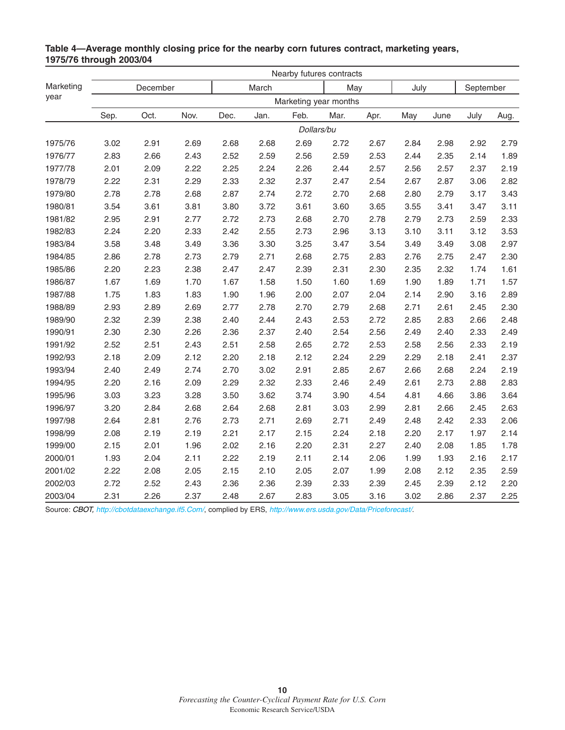**Table 4—Average monthly closing price for the nearby corn futures contract, marketing years, 1975/76 through 2003/04**

| Marketing year | Nearby futures contracts | | | | | | | | | | | |
|---|---|---|---|---|---|---|---|---|---|---|---|---|
| | December | | | March | | | May | | July | | September | |
| | Marketing year months | | | | | | | | | | | |
| | Sep. | Oct. | Nov. | Dec. | Jan. | Feb. | Mar. | Apr. | May | June | July | Aug. |
| | *Dollars/bu* | | | | | | | | | | | |
| 1975/76 | 3.02 | 2.91 | 2.69 | 2.68 | 2.68 | 2.69 | 2.72 | 2.67 | 2.84 | 2.98 | 2.92 | 2.79 |
| 1976/77 | 2.83 | 2.66 | 2.43 | 2.52 | 2.59 | 2.56 | 2.59 | 2.53 | 2.44 | 2.35 | 2.14 | 1.89 |
| 1977/78 | 2.01 | 2.09 | 2.22 | 2.25 | 2.24 | 2.26 | 2.44 | 2.57 | 2.56 | 2.57 | 2.37 | 2.19 |
| 1978/79 | 2.22 | 2.31 | 2.29 | 2.33 | 2.32 | 2.37 | 2.47 | 2.54 | 2.67 | 2.87 | 3.06 | 2.82 |
| 1979/80 | 2.78 | 2.78 | 2.68 | 2.87 | 2.74 | 2.72 | 2.70 | 2.68 | 2.80 | 2.79 | 3.17 | 3.43 |
| 1980/81 | 3.54 | 3.61 | 3.81 | 3.80 | 3.72 | 3.61 | 3.60 | 3.65 | 3.55 | 3.41 | 3.47 | 3.11 |
| 1981/82 | 2.95 | 2.91 | 2.77 | 2.72 | 2.73 | 2.68 | 2.70 | 2.78 | 2.79 | 2.73 | 2.59 | 2.33 |
| 1982/83 | 2.24 | 2.20 | 2.33 | 2.42 | 2.55 | 2.73 | 2.96 | 3.13 | 3.10 | 3.11 | 3.12 | 3.53 |
| 1983/84 | 3.58 | 3.48 | 3.49 | 3.36 | 3.30 | 3.25 | 3.47 | 3.54 | 3.49 | 3.49 | 3.08 | 2.97 |
| 1984/85 | 2.86 | 2.78 | 2.73 | 2.79 | 2.71 | 2.68 | 2.75 | 2.83 | 2.76 | 2.75 | 2.47 | 2.30 |
| 1985/86 | 2.20 | 2.23 | 2.38 | 2.47 | 2.47 | 2.39 | 2.31 | 2.30 | 2.35 | 2.32 | 1.74 | 1.61 |
| 1986/87 | 1.67 | 1.69 | 1.70 | 1.67 | 1.58 | 1.50 | 1.60 | 1.69 | 1.90 | 1.89 | 1.71 | 1.57 |
| 1987/88 | 1.75 | 1.83 | 1.83 | 1.90 | 1.96 | 2.00 | 2.07 | 2.04 | 2.14 | 2.90 | 3.16 | 2.89 |
| 1988/89 | 2.93 | 2.89 | 2.69 | 2.77 | 2.78 | 2.70 | 2.79 | 2.68 | 2.71 | 2.61 | 2.45 | 2.30 |
| 1989/90 | 2.32 | 2.39 | 2.38 | 2.40 | 2.44 | 2.43 | 2.53 | 2.72 | 2.85 | 2.83 | 2.66 | 2.48 |
| 1990/91 | 2.30 | 2.30 | 2.26 | 2.36 | 2.37 | 2.40 | 2.54 | 2.56 | 2.49 | 2.40 | 2.33 | 2.49 |
| 1991/92 | 2.52 | 2.51 | 2.43 | 2.51 | 2.58 | 2.65 | 2.72 | 2.53 | 2.58 | 2.56 | 2.33 | 2.19 |
| 1992/93 | 2.18 | 2.09 | 2.12 | 2.20 | 2.18 | 2.12 | 2.24 | 2.29 | 2.29 | 2.18 | 2.41 | 2.37 |
| 1993/94 | 2.40 | 2.49 | 2.74 | 2.70 | 3.02 | 2.91 | 2.85 | 2.67 | 2.66 | 2.68 | 2.24 | 2.19 |
| 1994/95 | 2.20 | 2.16 | 2.09 | 2.29 | 2.32 | 2.33 | 2.46 | 2.49 | 2.61 | 2.73 | 2.88 | 2.83 |
| 1995/96 | 3.03 | 3.23 | 3.28 | 3.50 | 3.62 | 3.74 | 3.90 | 4.54 | 4.81 | 4.66 | 3.86 | 3.64 |
| 1996/97 | 3.20 | 2.84 | 2.68 | 2.64 | 2.68 | 2.81 | 3.03 | 2.99 | 2.81 | 2.66 | 2.45 | 2.63 |
| 1997/98 | 2.64 | 2.81 | 2.76 | 2.73 | 2.71 | 2.69 | 2.71 | 2.49 | 2.48 | 2.42 | 2.33 | 2.06 |
| 1998/99 | 2.08 | 2.19 | 2.19 | 2.21 | 2.17 | 2.15 | 2.24 | 2.18 | 2.20 | 2.17 | 1.97 | 2.14 |
| 1999/00 | 2.15 | 2.01 | 1.96 | 2.02 | 2.16 | 2.20 | 2.31 | 2.27 | 2.40 | 2.08 | 1.85 | 1.78 |
| 2000/01 | 1.93 | 2.04 | 2.11 | 2.22 | 2.19 | 2.11 | 2.14 | 2.06 | 1.99 | 1.93 | 2.16 | 2.17 |
| 2001/02 | 2.22 | 2.08 | 2.05 | 2.15 | 2.10 | 2.05 | 2.07 | 1.99 | 2.08 | 2.12 | 2.35 | 2.59 |
| 2002/03 | 2.72 | 2.52 | 2.43 | 2.36 | 2.36 | 2.39 | 2.33 | 2.39 | 2.45 | 2.39 | 2.12 | 2.20 |
| 2003/04 | 2.31 | 2.26 | 2.37 | 2.48 | 2.67 | 2.83 | 3.05 | 3.16 | 3.02 | 2.86 | 2.37 | 2.25 |

Source: *CBOT*, http://cbotdataexchange.if5.Com/, complied by ERS, http://www.ers.usda.gov/Data/Priceforecast/.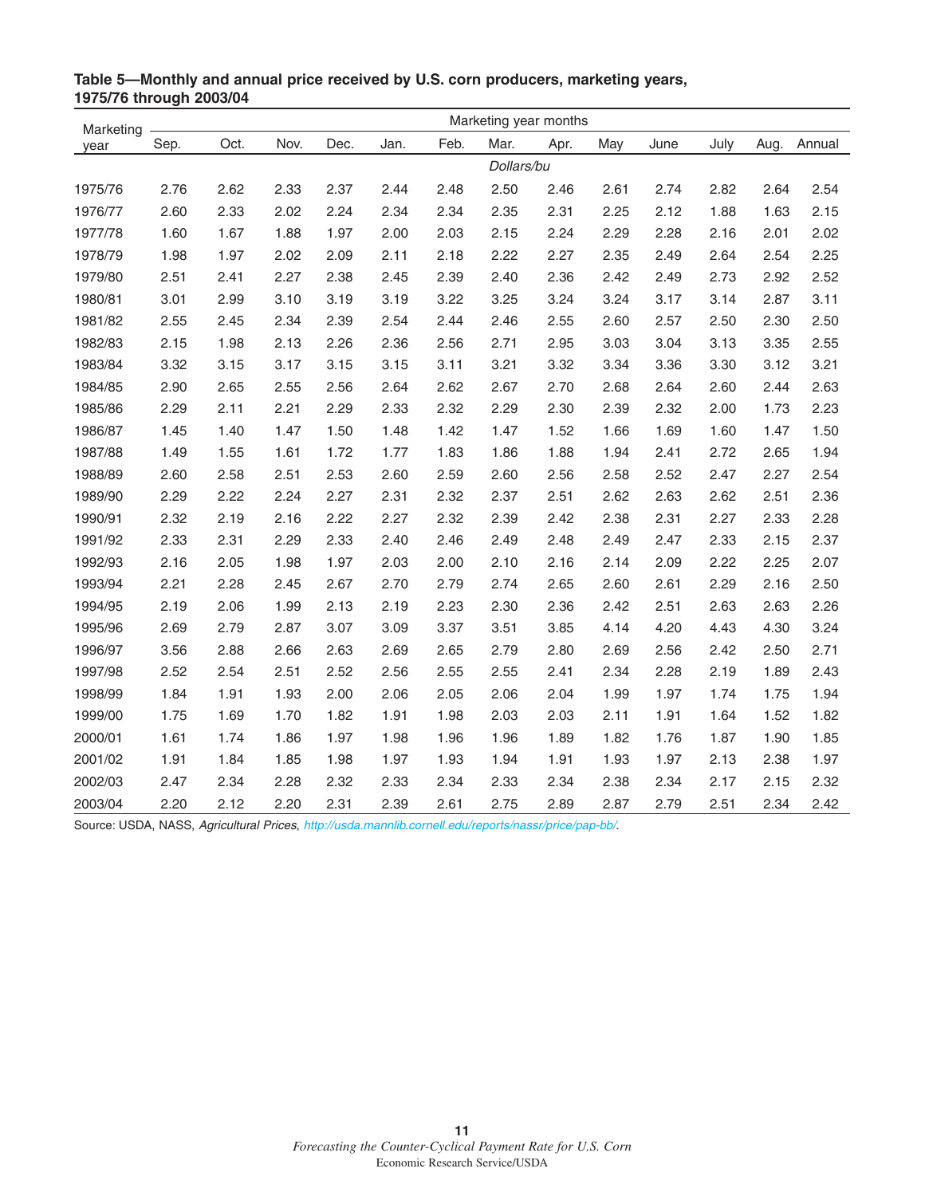**Table 5—Monthly and annual price received by U.S. corn producers, marketing years, 1975/76 through 2003/04**

| Marketing year | Marketing year months | | | | | | | | | | | | |
|---|---|---|---|---|---|---|---|---|---|---|---|---|---|
| | Sep. | Oct. | Nov. | Dec. | Jan. | Feb. | Mar. | Apr. | May | June | July | Aug. | Annual |
| | *Dollars/bu* | | | | | | | | | | | | |
| 1975/76 | 2.76 | 2.62 | 2.33 | 2.37 | 2.44 | 2.48 | 2.50 | 2.46 | 2.61 | 2.74 | 2.82 | 2.64 | 2.54 |
| 1976/77 | 2.60 | 2.33 | 2.02 | 2.24 | 2.34 | 2.34 | 2.35 | 2.31 | 2.25 | 2.12 | 1.88 | 1.63 | 2.15 |
| 1977/78 | 1.60 | 1.67 | 1.88 | 1.97 | 2.00 | 2.03 | 2.15 | 2.24 | 2.29 | 2.28 | 2.16 | 2.01 | 2.02 |
| 1978/79 | 1.98 | 1.97 | 2.02 | 2.09 | 2.11 | 2.18 | 2.22 | 2.27 | 2.35 | 2.49 | 2.64 | 2.54 | 2.25 |
| 1979/80 | 2.51 | 2.41 | 2.27 | 2.38 | 2.45 | 2.39 | 2.40 | 2.36 | 2.42 | 2.49 | 2.73 | 2.92 | 2.52 |
| 1980/81 | 3.01 | 2.99 | 3.10 | 3.19 | 3.19 | 3.22 | 3.25 | 3.24 | 3.24 | 3.17 | 3.14 | 2.87 | 3.11 |
| 1981/82 | 2.55 | 2.45 | 2.34 | 2.39 | 2.54 | 2.44 | 2.46 | 2.55 | 2.60 | 2.57 | 2.50 | 2.30 | 2.50 |
| 1982/83 | 2.15 | 1.98 | 2.13 | 2.26 | 2.36 | 2.56 | 2.71 | 2.95 | 3.03 | 3.04 | 3.13 | 3.35 | 2.55 |
| 1983/84 | 3.32 | 3.15 | 3.17 | 3.15 | 3.15 | 3.11 | 3.21 | 3.32 | 3.34 | 3.36 | 3.30 | 3.12 | 3.21 |
| 1984/85 | 2.90 | 2.65 | 2.55 | 2.56 | 2.64 | 2.62 | 2.67 | 2.70 | 2.68 | 2.64 | 2.60 | 2.44 | 2.63 |
| 1985/86 | 2.29 | 2.11 | 2.21 | 2.29 | 2.33 | 2.32 | 2.29 | 2.30 | 2.39 | 2.32 | 2.00 | 1.73 | 2.23 |
| 1986/87 | 1.45 | 1.40 | 1.47 | 1.50 | 1.48 | 1.42 | 1.47 | 1.52 | 1.66 | 1.69 | 1.60 | 1.47 | 1.50 |
| 1987/88 | 1.49 | 1.55 | 1.61 | 1.72 | 1.77 | 1.83 | 1.86 | 1.88 | 1.94 | 2.41 | 2.72 | 2.65 | 1.94 |
| 1988/89 | 2.60 | 2.58 | 2.51 | 2.53 | 2.60 | 2.59 | 2.60 | 2.56 | 2.58 | 2.52 | 2.47 | 2.27 | 2.54 |
| 1989/90 | 2.29 | 2.22 | 2.24 | 2.27 | 2.31 | 2.32 | 2.37 | 2.51 | 2.62 | 2.63 | 2.62 | 2.51 | 2.36 |
| 1990/91 | 2.32 | 2.19 | 2.16 | 2.22 | 2.27 | 2.32 | 2.39 | 2.42 | 2.38 | 2.31 | 2.27 | 2.33 | 2.28 |
| 1991/92 | 2.33 | 2.31 | 2.29 | 2.33 | 2.40 | 2.46 | 2.49 | 2.48 | 2.49 | 2.47 | 2.33 | 2.15 | 2.37 |
| 1992/93 | 2.16 | 2.05 | 1.98 | 1.97 | 2.03 | 2.00 | 2.10 | 2.16 | 2.14 | 2.09 | 2.22 | 2.25 | 2.07 |
| 1993/94 | 2.21 | 2.28 | 2.45 | 2.67 | 2.70 | 2.79 | 2.74 | 2.65 | 2.60 | 2.61 | 2.29 | 2.16 | 2.50 |
| 1994/95 | 2.19 | 2.06 | 1.99 | 2.13 | 2.19 | 2.23 | 2.30 | 2.36 | 2.42 | 2.51 | 2.63 | 2.63 | 2.26 |
| 1995/96 | 2.69 | 2.79 | 2.87 | 3.07 | 3.09 | 3.37 | 3.51 | 3.85 | 4.14 | 4.20 | 4.43 | 4.30 | 3.24 |
| 1996/97 | 3.56 | 2.88 | 2.66 | 2.63 | 2.69 | 2.65 | 2.79 | 2.80 | 2.69 | 2.56 | 2.42 | 2.50 | 2.71 |
| 1997/98 | 2.52 | 2.54 | 2.51 | 2.52 | 2.56 | 2.55 | 2.55 | 2.41 | 2.34 | 2.28 | 2.19 | 1.89 | 2.43 |
| 1998/99 | 1.84 | 1.91 | 1.93 | 2.00 | 2.06 | 2.05 | 2.06 | 2.04 | 1.99 | 1.97 | 1.74 | 1.75 | 1.94 |
| 1999/00 | 1.75 | 1.69 | 1.70 | 1.82 | 1.91 | 1.98 | 2.03 | 2.03 | 2.11 | 1.91 | 1.64 | 1.52 | 1.82 |
| 2000/01 | 1.61 | 1.74 | 1.86 | 1.97 | 1.98 | 1.96 | 1.96 | 1.89 | 1.82 | 1.76 | 1.87 | 1.90 | 1.85 |
| 2001/02 | 1.91 | 1.84 | 1.85 | 1.98 | 1.97 | 1.93 | 1.94 | 1.91 | 1.93 | 1.97 | 2.13 | 2.38 | 1.97 |
| 2002/03 | 2.47 | 2.34 | 2.28 | 2.32 | 2.33 | 2.34 | 2.33 | 2.34 | 2.38 | 2.34 | 2.17 | 2.15 | 2.32 |
| 2003/04 | 2.20 | 2.12 | 2.20 | 2.31 | 2.39 | 2.61 | 2.75 | 2.89 | 2.87 | 2.79 | 2.51 | 2.34 | 2.42 |

Source: USDA, NASS, *Agricultural Prices*, http://usda.mannlib.cornell.edu/reports/nassr/price/pap-bb/.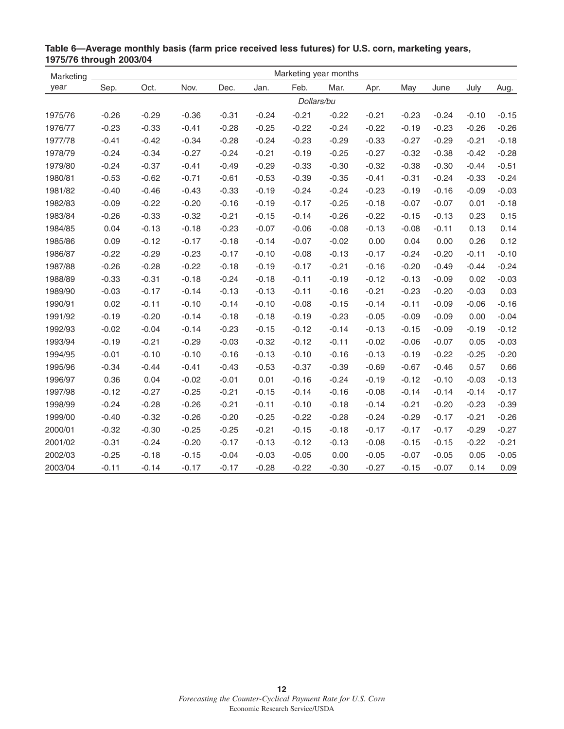**Table 6—Average monthly basis (farm price received less futures) for U.S. corn, marketing years, 1975/76 through 2003/04**

| Marketing year | Sep. | Oct. | Nov. | Dec. | Jan. | Feb. | Mar. | Apr. | May | June | July | Aug. |
|---|---|---|---|---|---|---|---|---|---|---|---|---|
| | | | | | | *Dollars/bu* | | | | | | |
| 1975/76 | -0.26 | -0.29 | -0.36 | -0.31 | -0.24 | -0.21 | -0.22 | -0.21 | -0.23 | -0.24 | -0.10 | -0.15 |
| 1976/77 | -0.23 | -0.33 | -0.41 | -0.28 | -0.25 | -0.22 | -0.24 | -0.22 | -0.19 | -0.23 | -0.26 | -0.26 |
| 1977/78 | -0.41 | -0.42 | -0.34 | -0.28 | -0.24 | -0.23 | -0.29 | -0.33 | -0.27 | -0.29 | -0.21 | -0.18 |
| 1978/79 | -0.24 | -0.34 | -0.27 | -0.24 | -0.21 | -0.19 | -0.25 | -0.27 | -0.32 | -0.38 | -0.42 | -0.28 |
| 1979/80 | -0.24 | -0.37 | -0.41 | -0.49 | -0.29 | -0.33 | -0.30 | -0.32 | -0.38 | -0.30 | -0.44 | -0.51 |
| 1980/81 | -0.53 | -0.62 | -0.71 | -0.61 | -0.53 | -0.39 | -0.35 | -0.41 | -0.31 | -0.24 | -0.33 | -0.24 |
| 1981/82 | -0.40 | -0.46 | -0.43 | -0.33 | -0.19 | -0.24 | -0.24 | -0.23 | -0.19 | -0.16 | -0.09 | -0.03 |
| 1982/83 | -0.09 | -0.22 | -0.20 | -0.16 | -0.19 | -0.17 | -0.25 | -0.18 | -0.07 | -0.07 | 0.01 | -0.18 |
| 1983/84 | -0.26 | -0.33 | -0.32 | -0.21 | -0.15 | -0.14 | -0.26 | -0.22 | -0.15 | -0.13 | 0.23 | 0.15 |
| 1984/85 | 0.04 | -0.13 | -0.18 | -0.23 | -0.07 | -0.06 | -0.08 | -0.13 | -0.08 | -0.11 | 0.13 | 0.14 |
| 1985/86 | 0.09 | -0.12 | -0.17 | -0.18 | -0.14 | -0.07 | -0.02 | 0.00 | 0.04 | 0.00 | 0.26 | 0.12 |
| 1986/87 | -0.22 | -0.29 | -0.23 | -0.17 | -0.10 | -0.08 | -0.13 | -0.17 | -0.24 | -0.20 | -0.11 | -0.10 |
| 1987/88 | -0.26 | -0.28 | -0.22 | -0.18 | -0.19 | -0.17 | -0.21 | -0.16 | -0.20 | -0.49 | -0.44 | -0.24 |
| 1988/89 | -0.33 | -0.31 | -0.18 | -0.24 | -0.18 | -0.11 | -0.19 | -0.12 | -0.13 | -0.09 | 0.02 | -0.03 |
| 1989/90 | -0.03 | -0.17 | -0.14 | -0.13 | -0.13 | -0.11 | -0.16 | -0.21 | -0.23 | -0.20 | -0.03 | 0.03 |
| 1990/91 | 0.02 | -0.11 | -0.10 | -0.14 | -0.10 | -0.08 | -0.15 | -0.14 | -0.11 | -0.09 | -0.06 | -0.16 |
| 1991/92 | -0.19 | -0.20 | -0.14 | -0.18 | -0.18 | -0.19 | -0.23 | -0.05 | -0.09 | -0.09 | 0.00 | -0.04 |
| 1992/93 | -0.02 | -0.04 | -0.14 | -0.23 | -0.15 | -0.12 | -0.14 | -0.13 | -0.15 | -0.09 | -0.19 | -0.12 |
| 1993/94 | -0.19 | -0.21 | -0.29 | -0.03 | -0.32 | -0.12 | -0.11 | -0.02 | -0.06 | -0.07 | 0.05 | -0.03 |
| 1994/95 | -0.01 | -0.10 | -0.10 | -0.16 | -0.13 | -0.10 | -0.16 | -0.13 | -0.19 | -0.22 | -0.25 | -0.20 |
| 1995/96 | -0.34 | -0.44 | -0.41 | -0.43 | -0.53 | -0.37 | -0.39 | -0.69 | -0.67 | -0.46 | 0.57 | 0.66 |
| 1996/97 | 0.36 | 0.04 | -0.02 | -0.01 | 0.01 | -0.16 | -0.24 | -0.19 | -0.12 | -0.10 | -0.03 | -0.13 |
| 1997/98 | -0.12 | -0.27 | -0.25 | -0.21 | -0.15 | -0.14 | -0.16 | -0.08 | -0.14 | -0.14 | -0.14 | -0.17 |
| 1998/99 | -0.24 | -0.28 | -0.26 | -0.21 | -0.11 | -0.10 | -0.18 | -0.14 | -0.21 | -0.20 | -0.23 | -0.39 |
| 1999/00 | -0.40 | -0.32 | -0.26 | -0.20 | -0.25 | -0.22 | -0.28 | -0.24 | -0.29 | -0.17 | -0.21 | -0.26 |
| 2000/01 | -0.32 | -0.30 | -0.25 | -0.25 | -0.21 | -0.15 | -0.18 | -0.17 | -0.17 | -0.17 | -0.29 | -0.27 |
| 2001/02 | -0.31 | -0.24 | -0.20 | -0.17 | -0.13 | -0.12 | -0.13 | -0.08 | -0.15 | -0.15 | -0.22 | -0.21 |
| 2002/03 | -0.25 | -0.18 | -0.15 | -0.04 | -0.03 | -0.05 | 0.00 | -0.05 | -0.07 | -0.05 | 0.05 | -0.05 |
| 2003/04 | -0.11 | -0.14 | -0.17 | -0.17 | -0.28 | -0.22 | -0.30 | -0.27 | -0.15 | -0.07 | 0.14 | 0.09 |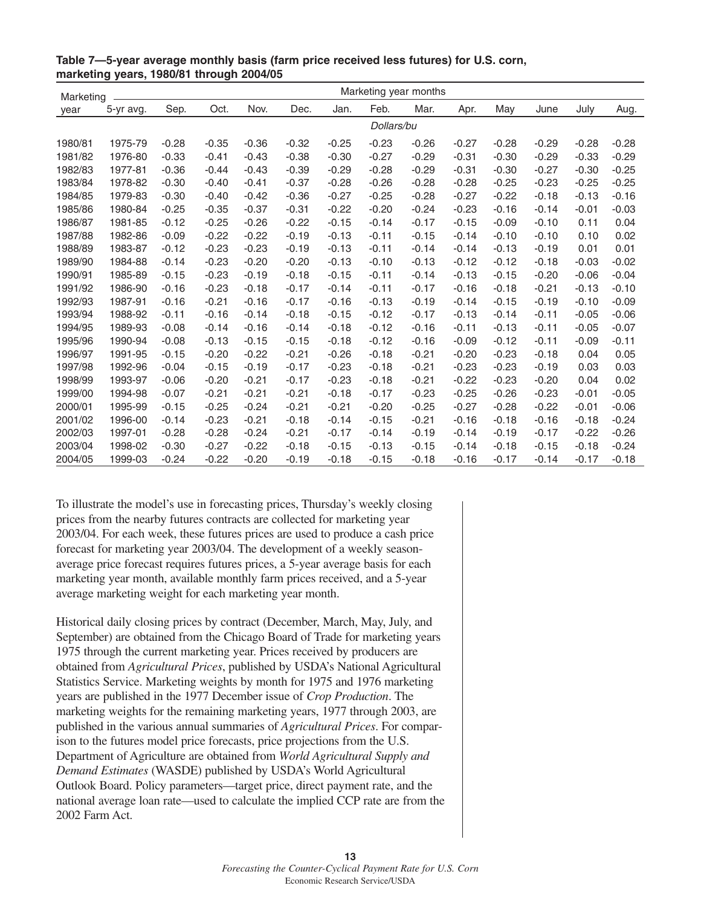**Table 7—5-year average monthly basis (farm price received less futures) for U.S. corn, marketing years, 1980/81 through 2004/05**

| Marketing year | 5-yr avg. | Sep. | Oct. | Nov. | Dec. | Jan. | Feb. | Mar. | Apr. | May | June | July | Aug. |
|---|---|---|---|---|---|---|---|---|---|---|---|---|---|
| | | | | | | | *Dollars/bu* | | | | | | |
| 1980/81 | 1975-79 | -0.28 | -0.35 | -0.36 | -0.32 | -0.25 | -0.23 | -0.26 | -0.27 | -0.28 | -0.29 | -0.28 | -0.28 |
| 1981/82 | 1976-80 | -0.33 | -0.41 | -0.43 | -0.38 | -0.30 | -0.27 | -0.29 | -0.31 | -0.30 | -0.29 | -0.33 | -0.29 |
| 1982/83 | 1977-81 | -0.36 | -0.44 | -0.43 | -0.39 | -0.29 | -0.28 | -0.29 | -0.31 | -0.30 | -0.27 | -0.30 | -0.25 |
| 1983/84 | 1978-82 | -0.30 | -0.40 | -0.41 | -0.37 | -0.28 | -0.26 | -0.28 | -0.28 | -0.25 | -0.23 | -0.25 | -0.25 |
| 1984/85 | 1979-83 | -0.30 | -0.40 | -0.42 | -0.36 | -0.27 | -0.25 | -0.28 | -0.27 | -0.22 | -0.18 | -0.13 | -0.16 |
| 1985/86 | 1980-84 | -0.25 | -0.35 | -0.37 | -0.31 | -0.22 | -0.20 | -0.24 | -0.23 | -0.16 | -0.14 | -0.01 | -0.03 |
| 1986/87 | 1981-85 | -0.12 | -0.25 | -0.26 | -0.22 | -0.15 | -0.14 | -0.17 | -0.15 | -0.09 | -0.10 | 0.11 | 0.04 |
| 1987/88 | 1982-86 | -0.09 | -0.22 | -0.22 | -0.19 | -0.13 | -0.11 | -0.15 | -0.14 | -0.10 | -0.10 | 0.10 | 0.02 |
| 1988/89 | 1983-87 | -0.12 | -0.23 | -0.23 | -0.19 | -0.13 | -0.11 | -0.14 | -0.14 | -0.13 | -0.19 | 0.01 | 0.01 |
| 1989/90 | 1984-88 | -0.14 | -0.23 | -0.20 | -0.20 | -0.13 | -0.10 | -0.13 | -0.12 | -0.12 | -0.18 | -0.03 | -0.02 |
| 1990/91 | 1985-89 | -0.15 | -0.23 | -0.19 | -0.18 | -0.15 | -0.11 | -0.14 | -0.13 | -0.15 | -0.20 | -0.06 | -0.04 |
| 1991/92 | 1986-90 | -0.16 | -0.23 | -0.18 | -0.17 | -0.14 | -0.11 | -0.17 | -0.16 | -0.18 | -0.21 | -0.13 | -0.10 |
| 1992/93 | 1987-91 | -0.16 | -0.21 | -0.16 | -0.17 | -0.16 | -0.13 | -0.19 | -0.14 | -0.15 | -0.19 | -0.10 | -0.09 |
| 1993/94 | 1988-92 | -0.11 | -0.16 | -0.14 | -0.18 | -0.15 | -0.12 | -0.17 | -0.13 | -0.14 | -0.11 | -0.05 | -0.06 |
| 1994/95 | 1989-93 | -0.08 | -0.14 | -0.16 | -0.14 | -0.18 | -0.12 | -0.16 | -0.11 | -0.13 | -0.11 | -0.05 | -0.07 |
| 1995/96 | 1990-94 | -0.08 | -0.13 | -0.15 | -0.15 | -0.18 | -0.12 | -0.16 | -0.09 | -0.12 | -0.11 | -0.09 | -0.11 |
| 1996/97 | 1991-95 | -0.15 | -0.20 | -0.22 | -0.21 | -0.26 | -0.18 | -0.21 | -0.20 | -0.23 | -0.18 | 0.04 | 0.05 |
| 1997/98 | 1992-96 | -0.04 | -0.15 | -0.19 | -0.17 | -0.23 | -0.18 | -0.21 | -0.23 | -0.23 | -0.19 | 0.03 | 0.03 |
| 1998/99 | 1993-97 | -0.06 | -0.20 | -0.21 | -0.17 | -0.23 | -0.18 | -0.21 | -0.22 | -0.23 | -0.20 | 0.04 | 0.02 |
| 1999/00 | 1994-98 | -0.07 | -0.21 | -0.21 | -0.21 | -0.18 | -0.17 | -0.23 | -0.25 | -0.26 | -0.23 | -0.01 | -0.05 |
| 2000/01 | 1995-99 | -0.15 | -0.25 | -0.24 | -0.21 | -0.21 | -0.20 | -0.25 | -0.27 | -0.28 | -0.22 | -0.01 | -0.06 |
| 2001/02 | 1996-00 | -0.14 | -0.23 | -0.21 | -0.18 | -0.14 | -0.15 | -0.21 | -0.16 | -0.18 | -0.16 | -0.18 | -0.24 |
| 2002/03 | 1997-01 | -0.28 | -0.28 | -0.24 | -0.21 | -0.17 | -0.14 | -0.19 | -0.14 | -0.19 | -0.17 | -0.22 | -0.26 |
| 2003/04 | 1998-02 | -0.30 | -0.27 | -0.22 | -0.18 | -0.15 | -0.13 | -0.15 | -0.14 | -0.18 | -0.15 | -0.18 | -0.24 |
| 2004/05 | 1999-03 | -0.24 | -0.22 | -0.20 | -0.19 | -0.18 | -0.15 | -0.18 | -0.16 | -0.17 | -0.14 | -0.17 | -0.18 |

To illustrate the model's use in forecasting prices, Thursday's weekly closing prices from the nearby futures contracts are collected for marketing year 2003/04. For each week, these futures prices are used to produce a cash price forecast for marketing year 2003/04. The development of a weekly season-average price forecast requires futures prices, a 5-year average basis for each marketing year month, available monthly farm prices received, and a 5-year average marketing weight for each marketing year month.

Historical daily closing prices by contract (December, March, May, July, and September) are obtained from the Chicago Board of Trade for marketing years 1975 through the current marketing year. Prices received by producers are obtained from *Agricultural Prices*, published by USDA's National Agricultural Statistics Service. Marketing weights by month for 1975 and 1976 marketing years are published in the 1977 December issue of *Crop Production*. The marketing weights for the remaining marketing years, 1977 through 2003, are published in the various annual summaries of *Agricultural Prices*. For comparison to the futures model price forecasts, price projections from the U.S. Department of Agriculture are obtained from *World Agricultural Supply and Demand Estimates* (WASDE) published by USDA's World Agricultural Outlook Board. Policy parameters—target price, direct payment rate, and the national average loan rate—used to calculate the implied CCP rate are from the 2002 Farm Act.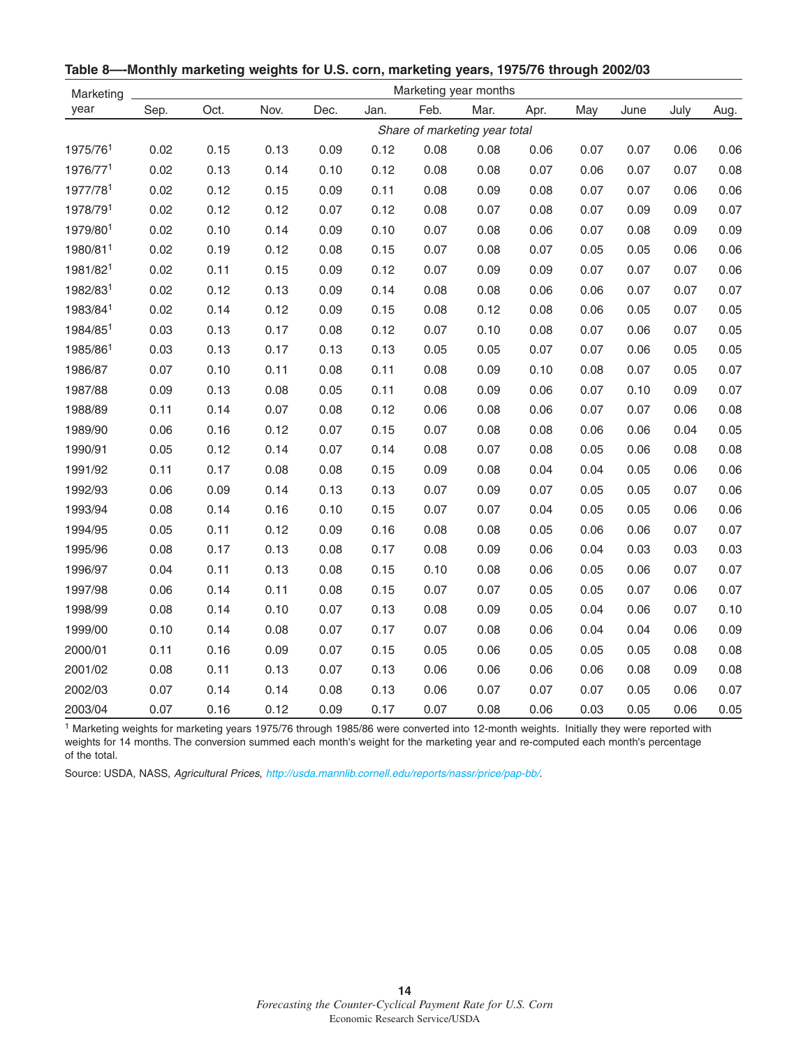**Table 8—-Monthly marketing weights for U.S. corn, marketing years, 1975/76 through 2002/03**

| Marketing year | Marketing year months | | | | | | | | | | | |
|---|---|---|---|---|---|---|---|---|---|---|---|---|
| | Sep. | Oct. | Nov. | Dec. | Jan. | Feb. | Mar. | Apr. | May | June | July | Aug. |
| | *Share of marketing year total* | | | | | | | | | | | |
| 1975/76[1] | 0.02 | 0.15 | 0.13 | 0.09 | 0.12 | 0.08 | 0.08 | 0.06 | 0.07 | 0.07 | 0.06 | 0.06 |
| 1976/77[1] | 0.02 | 0.13 | 0.14 | 0.10 | 0.12 | 0.08 | 0.08 | 0.07 | 0.06 | 0.07 | 0.07 | 0.08 |
| 1977/78[1] | 0.02 | 0.12 | 0.15 | 0.09 | 0.11 | 0.08 | 0.09 | 0.08 | 0.07 | 0.07 | 0.06 | 0.06 |
| 1978/79[1] | 0.02 | 0.12 | 0.12 | 0.07 | 0.12 | 0.08 | 0.07 | 0.08 | 0.07 | 0.09 | 0.09 | 0.07 |
| 1979/80[1] | 0.02 | 0.10 | 0.14 | 0.09 | 0.10 | 0.07 | 0.08 | 0.06 | 0.07 | 0.08 | 0.09 | 0.09 |
| 1980/81[1] | 0.02 | 0.19 | 0.12 | 0.08 | 0.15 | 0.07 | 0.08 | 0.07 | 0.05 | 0.05 | 0.06 | 0.06 |
| 1981/82[1] | 0.02 | 0.11 | 0.15 | 0.09 | 0.12 | 0.07 | 0.09 | 0.09 | 0.07 | 0.07 | 0.07 | 0.06 |
| 1982/83[1] | 0.02 | 0.12 | 0.13 | 0.09 | 0.14 | 0.08 | 0.08 | 0.06 | 0.06 | 0.07 | 0.07 | 0.07 |
| 1983/84[1] | 0.02 | 0.14 | 0.12 | 0.09 | 0.15 | 0.08 | 0.12 | 0.08 | 0.06 | 0.05 | 0.07 | 0.05 |
| 1984/85[1] | 0.03 | 0.13 | 0.17 | 0.08 | 0.12 | 0.07 | 0.10 | 0.08 | 0.07 | 0.06 | 0.07 | 0.05 |
| 1985/86[1] | 0.03 | 0.13 | 0.17 | 0.13 | 0.13 | 0.05 | 0.05 | 0.07 | 0.07 | 0.06 | 0.05 | 0.05 |
| 1986/87 | 0.07 | 0.10 | 0.11 | 0.08 | 0.11 | 0.08 | 0.09 | 0.10 | 0.08 | 0.07 | 0.05 | 0.07 |
| 1987/88 | 0.09 | 0.13 | 0.08 | 0.05 | 0.11 | 0.08 | 0.09 | 0.06 | 0.07 | 0.10 | 0.09 | 0.07 |
| 1988/89 | 0.11 | 0.14 | 0.07 | 0.08 | 0.12 | 0.06 | 0.08 | 0.06 | 0.07 | 0.07 | 0.06 | 0.08 |
| 1989/90 | 0.06 | 0.16 | 0.12 | 0.07 | 0.15 | 0.07 | 0.08 | 0.08 | 0.06 | 0.06 | 0.04 | 0.05 |
| 1990/91 | 0.05 | 0.12 | 0.14 | 0.07 | 0.14 | 0.08 | 0.07 | 0.08 | 0.05 | 0.06 | 0.08 | 0.08 |
| 1991/92 | 0.11 | 0.17 | 0.08 | 0.08 | 0.15 | 0.09 | 0.08 | 0.04 | 0.04 | 0.05 | 0.06 | 0.06 |
| 1992/93 | 0.06 | 0.09 | 0.14 | 0.13 | 0.13 | 0.07 | 0.09 | 0.07 | 0.05 | 0.05 | 0.07 | 0.06 |
| 1993/94 | 0.08 | 0.14 | 0.16 | 0.10 | 0.15 | 0.07 | 0.07 | 0.04 | 0.05 | 0.05 | 0.06 | 0.06 |
| 1994/95 | 0.05 | 0.11 | 0.12 | 0.09 | 0.16 | 0.08 | 0.08 | 0.05 | 0.06 | 0.06 | 0.07 | 0.07 |
| 1995/96 | 0.08 | 0.17 | 0.13 | 0.08 | 0.17 | 0.08 | 0.09 | 0.06 | 0.04 | 0.03 | 0.03 | 0.03 |
| 1996/97 | 0.04 | 0.11 | 0.13 | 0.08 | 0.15 | 0.10 | 0.08 | 0.06 | 0.05 | 0.06 | 0.07 | 0.07 |
| 1997/98 | 0.06 | 0.14 | 0.11 | 0.08 | 0.15 | 0.07 | 0.07 | 0.05 | 0.05 | 0.07 | 0.06 | 0.07 |
| 1998/99 | 0.08 | 0.14 | 0.10 | 0.07 | 0.13 | 0.08 | 0.09 | 0.05 | 0.04 | 0.06 | 0.07 | 0.10 |
| 1999/00 | 0.10 | 0.14 | 0.08 | 0.07 | 0.17 | 0.07 | 0.08 | 0.06 | 0.04 | 0.04 | 0.06 | 0.09 |
| 2000/01 | 0.11 | 0.16 | 0.09 | 0.07 | 0.15 | 0.05 | 0.06 | 0.05 | 0.05 | 0.05 | 0.08 | 0.08 |
| 2001/02 | 0.08 | 0.11 | 0.13 | 0.07 | 0.13 | 0.06 | 0.06 | 0.06 | 0.06 | 0.08 | 0.09 | 0.08 |
| 2002/03 | 0.07 | 0.14 | 0.14 | 0.08 | 0.13 | 0.06 | 0.07 | 0.07 | 0.07 | 0.05 | 0.06 | 0.07 |
| 2003/04 | 0.07 | 0.16 | 0.12 | 0.09 | 0.17 | 0.07 | 0.08 | 0.06 | 0.03 | 0.05 | 0.06 | 0.05 |

[1] Marketing weights for marketing years 1975/76 through 1985/86 were converted into 12-month weights. Initially they were reported with weights for 14 months. The conversion summed each month's weight for the marketing year and re-computed each month's percentage of the total.

Source: USDA, NASS, *Agricultural Prices*, *http://usda.mannlib.cornell.edu/reports/nassr/price/pap-bb/*.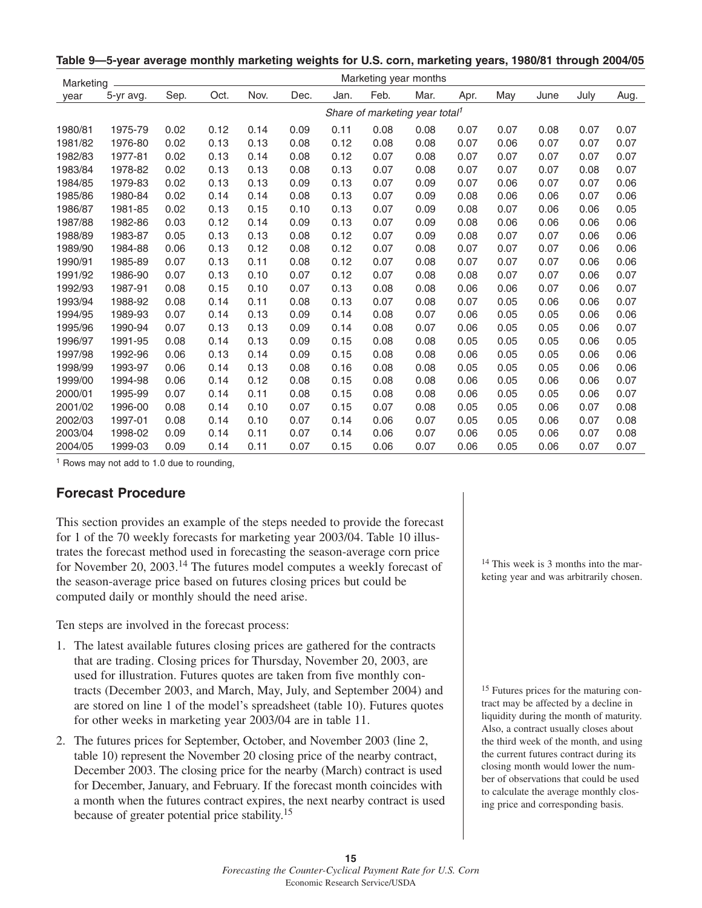**Table 9—5-year average monthly marketing weights for U.S. corn, marketing years, 1980/81 through 2004/05**

| Marketing year | 5-yr avg. | Sep. | Oct. | Nov. | Dec. | Jan. | Feb. | Mar. | Apr. | May | June | July | Aug. |
|---|---|---|---|---|---|---|---|---|---|---|---|---|---|
| | | *Share of marketing year total*[1] | | | | | | | | | | | |
| 1980/81 | 1975-79 | 0.02 | 0.12 | 0.14 | 0.09 | 0.11 | 0.08 | 0.08 | 0.07 | 0.07 | 0.08 | 0.07 | 0.07 |
| 1981/82 | 1976-80 | 0.02 | 0.13 | 0.13 | 0.08 | 0.12 | 0.08 | 0.08 | 0.07 | 0.06 | 0.07 | 0.07 | 0.07 |
| 1982/83 | 1977-81 | 0.02 | 0.13 | 0.14 | 0.08 | 0.12 | 0.07 | 0.08 | 0.07 | 0.07 | 0.07 | 0.07 | 0.07 |
| 1983/84 | 1978-82 | 0.02 | 0.13 | 0.13 | 0.08 | 0.13 | 0.07 | 0.08 | 0.07 | 0.07 | 0.07 | 0.08 | 0.07 |
| 1984/85 | 1979-83 | 0.02 | 0.13 | 0.13 | 0.09 | 0.13 | 0.07 | 0.09 | 0.07 | 0.06 | 0.07 | 0.07 | 0.06 |
| 1985/86 | 1980-84 | 0.02 | 0.14 | 0.14 | 0.08 | 0.13 | 0.07 | 0.09 | 0.08 | 0.06 | 0.06 | 0.07 | 0.06 |
| 1986/87 | 1981-85 | 0.02 | 0.13 | 0.15 | 0.10 | 0.13 | 0.07 | 0.09 | 0.08 | 0.07 | 0.06 | 0.06 | 0.05 |
| 1987/88 | 1982-86 | 0.03 | 0.12 | 0.14 | 0.09 | 0.13 | 0.07 | 0.09 | 0.08 | 0.06 | 0.06 | 0.06 | 0.06 |
| 1988/89 | 1983-87 | 0.05 | 0.13 | 0.13 | 0.08 | 0.12 | 0.07 | 0.09 | 0.08 | 0.07 | 0.07 | 0.06 | 0.06 |
| 1989/90 | 1984-88 | 0.06 | 0.13 | 0.12 | 0.08 | 0.12 | 0.07 | 0.08 | 0.07 | 0.07 | 0.07 | 0.06 | 0.06 |
| 1990/91 | 1985-89 | 0.07 | 0.13 | 0.11 | 0.08 | 0.12 | 0.07 | 0.08 | 0.07 | 0.07 | 0.07 | 0.06 | 0.06 |
| 1991/92 | 1986-90 | 0.07 | 0.13 | 0.10 | 0.07 | 0.12 | 0.07 | 0.08 | 0.08 | 0.07 | 0.07 | 0.06 | 0.07 |
| 1992/93 | 1987-91 | 0.08 | 0.15 | 0.10 | 0.07 | 0.13 | 0.08 | 0.08 | 0.06 | 0.06 | 0.07 | 0.06 | 0.07 |
| 1993/94 | 1988-92 | 0.08 | 0.14 | 0.11 | 0.08 | 0.13 | 0.07 | 0.08 | 0.07 | 0.05 | 0.06 | 0.06 | 0.07 |
| 1994/95 | 1989-93 | 0.07 | 0.14 | 0.13 | 0.09 | 0.14 | 0.08 | 0.07 | 0.06 | 0.05 | 0.05 | 0.06 | 0.06 |
| 1995/96 | 1990-94 | 0.07 | 0.13 | 0.13 | 0.09 | 0.14 | 0.08 | 0.07 | 0.06 | 0.05 | 0.05 | 0.06 | 0.07 |
| 1996/97 | 1991-95 | 0.08 | 0.14 | 0.13 | 0.09 | 0.15 | 0.08 | 0.08 | 0.05 | 0.05 | 0.05 | 0.06 | 0.05 |
| 1997/98 | 1992-96 | 0.06 | 0.13 | 0.14 | 0.09 | 0.15 | 0.08 | 0.08 | 0.06 | 0.05 | 0.05 | 0.06 | 0.06 |
| 1998/99 | 1993-97 | 0.06 | 0.14 | 0.13 | 0.08 | 0.16 | 0.08 | 0.08 | 0.05 | 0.05 | 0.05 | 0.06 | 0.06 |
| 1999/00 | 1994-98 | 0.06 | 0.14 | 0.12 | 0.08 | 0.15 | 0.08 | 0.08 | 0.06 | 0.05 | 0.06 | 0.06 | 0.07 |
| 2000/01 | 1995-99 | 0.07 | 0.14 | 0.11 | 0.08 | 0.15 | 0.08 | 0.08 | 0.06 | 0.05 | 0.05 | 0.06 | 0.07 |
| 2001/02 | 1996-00 | 0.08 | 0.14 | 0.10 | 0.07 | 0.15 | 0.07 | 0.08 | 0.05 | 0.05 | 0.06 | 0.07 | 0.08 |
| 2002/03 | 1997-01 | 0.08 | 0.14 | 0.10 | 0.07 | 0.14 | 0.06 | 0.07 | 0.05 | 0.05 | 0.06 | 0.07 | 0.08 |
| 2003/04 | 1998-02 | 0.09 | 0.14 | 0.11 | 0.07 | 0.14 | 0.06 | 0.07 | 0.06 | 0.05 | 0.06 | 0.07 | 0.08 |
| 2004/05 | 1999-03 | 0.09 | 0.14 | 0.11 | 0.07 | 0.15 | 0.06 | 0.07 | 0.06 | 0.05 | 0.06 | 0.07 | 0.07 |

[1] Rows may not add to 1.0 due to rounding,

## Forecast Procedure

This section provides an example of the steps needed to provide the forecast for 1 of the 70 weekly forecasts for marketing year 2003/04. Table 10 illustrates the forecast method used in forecasting the season-average corn price for November 20, 2003.[14] The futures model computes a weekly forecast of the season-average price based on futures closing prices but could be computed daily or monthly should the need arise.

Ten steps are involved in the forecast process:

1. The latest available futures closing prices are gathered for the contracts that are trading. Closing prices for Thursday, November 20, 2003, are used for illustration. Futures quotes are taken from five monthly contracts (December 2003, and March, May, July, and September 2004) and are stored on line 1 of the model's spreadsheet (table 10). Futures quotes for other weeks in marketing year 2003/04 are in table 11.

2. The futures prices for September, October, and November 2003 (line 2, table 10) represent the November 20 closing price of the nearby contract, December 2003. The closing price for the nearby (March) contract is used for December, January, and February. If the forecast month coincides with a month when the futures contract expires, the next nearby contract is used because of greater potential price stability.[15]

[14] This week is 3 months into the marketing year and was arbitrarily chosen.

[15] Futures prices for the maturing contract may be affected by a decline in liquidity during the month of maturity. Also, a contract usually closes about the third week of the month, and using the current futures contract during its closing month would lower the number of observations that could be used to calculate the average monthly closing price and corresponding basis.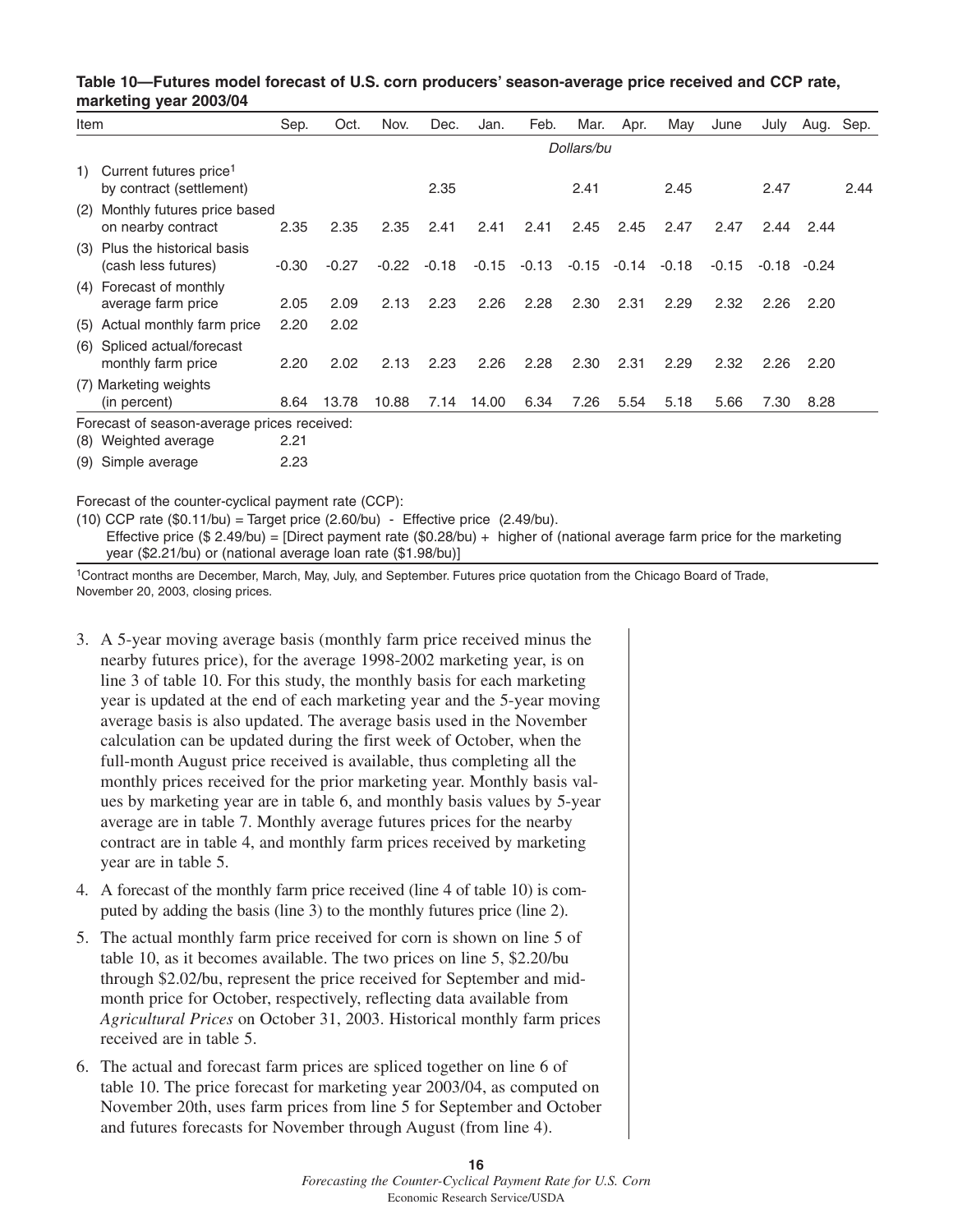**Table 10—Futures model forecast of U.S. corn producers' season-average price received and CCP rate, marketing year 2003/04**

| Item | Sep. | Oct. | Nov. | Dec. | Jan. | Feb. | Mar. | Apr. | May | June | July | Aug. | Sep. |
|---|---|---|---|---|---|---|---|---|---|---|---|---|---|
| | | | | | | | *Dollars/bu* | | | | | | |
| 1) Current futures price[1] by contract (settlement) | | | | 2.35 | | | 2.41 | | 2.45 | | 2.47 | | 2.44 |
| (2) Monthly futures price based on nearby contract | 2.35 | 2.35 | 2.35 | 2.41 | 2.41 | 2.41 | 2.45 | 2.45 | 2.47 | 2.47 | 2.44 | 2.44 | |
| (3) Plus the historical basis (cash less futures) | -0.30 | -0.27 | -0.22 | -0.18 | -0.15 | -0.13 | -0.15 | -0.14 | -0.18 | -0.15 | -0.18 | -0.24 | |
| (4) Forecast of monthly average farm price | 2.05 | 2.09 | 2.13 | 2.23 | 2.26 | 2.28 | 2.30 | 2.31 | 2.29 | 2.32 | 2.26 | 2.20 | |
| (5) Actual monthly farm price | 2.20 | 2.02 | | | | | | | | | | | |
| (6) Spliced actual/forecast monthly farm price | 2.20 | 2.02 | 2.13 | 2.23 | 2.26 | 2.28 | 2.30 | 2.31 | 2.29 | 2.32 | 2.26 | 2.20 | |
| (7) Marketing weights (in percent) | 8.64 | 13.78 | 10.88 | 7.14 | 14.00 | 6.34 | 7.26 | 5.54 | 5.18 | 5.66 | 7.30 | 8.28 | |
| Forecast of season-average prices received: | | | | | | | | | | | | | |
| (8) Weighted average | 2.21 | | | | | | | | | | | | |
| (9) Simple average | 2.23 | | | | | | | | | | | | |

Forecast of the counter-cyclical payment rate (CCP):

(10) CCP rate ($0.11/bu) = Target price (2.60/bu) - Effective price (2.49/bu).
Effective price ($ 2.49/bu) = [Direct payment rate ($0.28/bu) + higher of (national average farm price for the marketing year ($2.21/bu) or (national average loan rate ($1.98/bu)]

[1]Contract months are December, March, May, July, and September. Futures price quotation from the Chicago Board of Trade, November 20, 2003, closing prices.

3. A 5-year moving average basis (monthly farm price received minus the nearby futures price), for the average 1998-2002 marketing year, is on line 3 of table 10. For this study, the monthly basis for each marketing year is updated at the end of each marketing year and the 5-year moving average basis is also updated. The average basis used in the November calculation can be updated during the first week of October, when the full-month August price received is available, thus completing all the monthly prices received for the prior marketing year. Monthly basis values by marketing year are in table 6, and monthly basis values by 5-year average are in table 7. Monthly average futures prices for the nearby contract are in table 4, and monthly farm prices received by marketing year are in table 5.

4. A forecast of the monthly farm price received (line 4 of table 10) is computed by adding the basis (line 3) to the monthly futures price (line 2).

5. The actual monthly farm price received for corn is shown on line 5 of table 10, as it becomes available. The two prices on line 5, $2.20/bu through $2.02/bu, represent the price received for September and mid-month price for October, respectively, reflecting data available from *Agricultural Prices* on October 31, 2003. Historical monthly farm prices received are in table 5.

6. The actual and forecast farm prices are spliced together on line 6 of table 10. The price forecast for marketing year 2003/04, as computed on November 20th, uses farm prices from line 5 for September and October and futures forecasts for November through August (from line 4).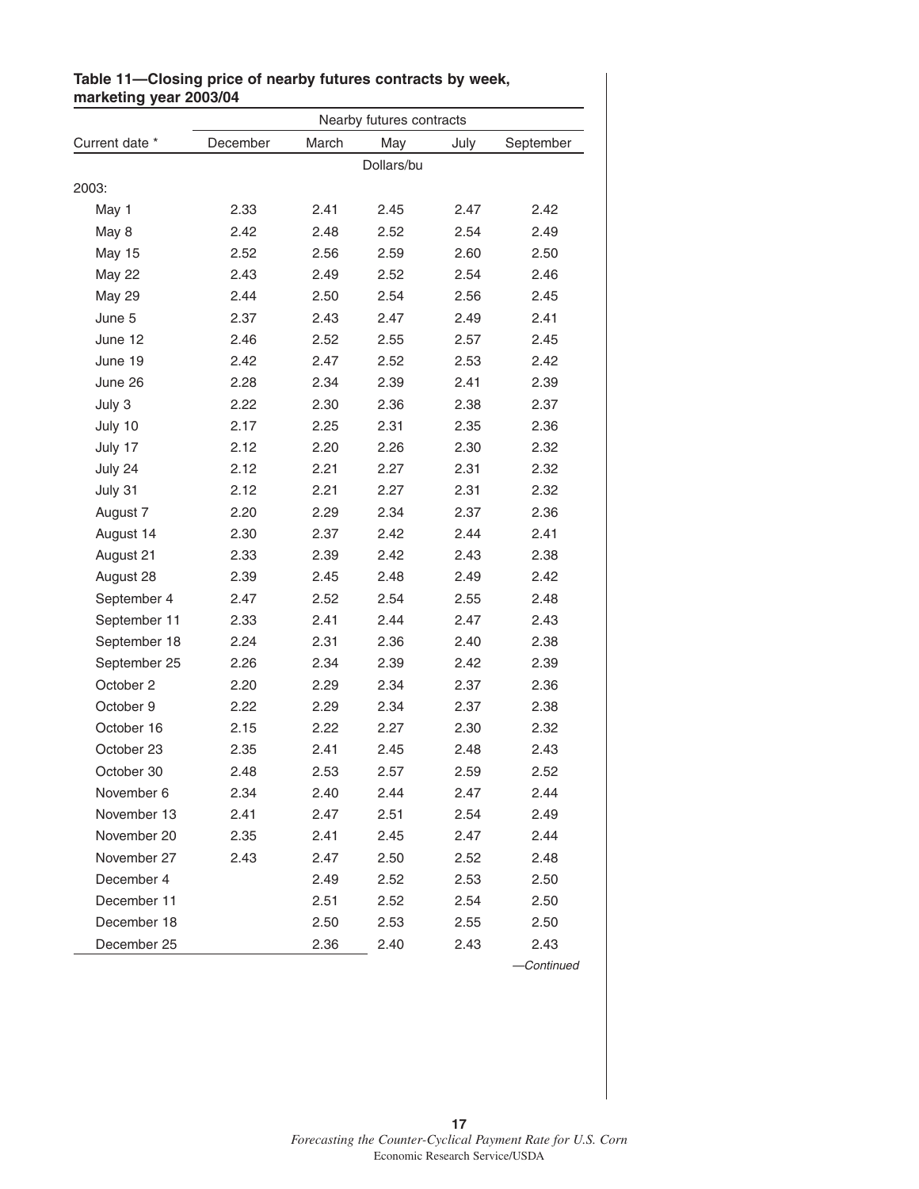**Table 11—Closing price of nearby futures contracts by week, marketing year 2003/04**

| Current date * | Nearby futures contracts | | | | |
|---|---|---|---|---|---|
| | December | March | May | July | September |
| | Dollars/bu | | | | |
| 2003: | | | | | |
| May 1 | 2.33 | 2.41 | 2.45 | 2.47 | 2.42 |
| May 8 | 2.42 | 2.48 | 2.52 | 2.54 | 2.49 |
| May 15 | 2.52 | 2.56 | 2.59 | 2.60 | 2.50 |
| May 22 | 2.43 | 2.49 | 2.52 | 2.54 | 2.46 |
| May 29 | 2.44 | 2.50 | 2.54 | 2.56 | 2.45 |
| June 5 | 2.37 | 2.43 | 2.47 | 2.49 | 2.41 |
| June 12 | 2.46 | 2.52 | 2.55 | 2.57 | 2.45 |
| June 19 | 2.42 | 2.47 | 2.52 | 2.53 | 2.42 |
| June 26 | 2.28 | 2.34 | 2.39 | 2.41 | 2.39 |
| July 3 | 2.22 | 2.30 | 2.36 | 2.38 | 2.37 |
| July 10 | 2.17 | 2.25 | 2.31 | 2.35 | 2.36 |
| July 17 | 2.12 | 2.20 | 2.26 | 2.30 | 2.32 |
| July 24 | 2.12 | 2.21 | 2.27 | 2.31 | 2.32 |
| July 31 | 2.12 | 2.21 | 2.27 | 2.31 | 2.32 |
| August 7 | 2.20 | 2.29 | 2.34 | 2.37 | 2.36 |
| August 14 | 2.30 | 2.37 | 2.42 | 2.44 | 2.41 |
| August 21 | 2.33 | 2.39 | 2.42 | 2.43 | 2.38 |
| August 28 | 2.39 | 2.45 | 2.48 | 2.49 | 2.42 |
| September 4 | 2.47 | 2.52 | 2.54 | 2.55 | 2.48 |
| September 11 | 2.33 | 2.41 | 2.44 | 2.47 | 2.43 |
| September 18 | 2.24 | 2.31 | 2.36 | 2.40 | 2.38 |
| September 25 | 2.26 | 2.34 | 2.39 | 2.42 | 2.39 |
| October 2 | 2.20 | 2.29 | 2.34 | 2.37 | 2.36 |
| October 9 | 2.22 | 2.29 | 2.34 | 2.37 | 2.38 |
| October 16 | 2.15 | 2.22 | 2.27 | 2.30 | 2.32 |
| October 23 | 2.35 | 2.41 | 2.45 | 2.48 | 2.43 |
| October 30 | 2.48 | 2.53 | 2.57 | 2.59 | 2.52 |
| November 6 | 2.34 | 2.40 | 2.44 | 2.47 | 2.44 |
| November 13 | 2.41 | 2.47 | 2.51 | 2.54 | 2.49 |
| November 20 | 2.35 | 2.41 | 2.45 | 2.47 | 2.44 |
| November 27 | 2.43 | 2.47 | 2.50 | 2.52 | 2.48 |
| December 4 | | 2.49 | 2.52 | 2.53 | 2.50 |
| December 11 | | 2.51 | 2.52 | 2.54 | 2.50 |
| December 18 | | 2.50 | 2.53 | 2.55 | 2.50 |
| December 25 | | 2.36 | 2.40 | 2.43 | 2.43 |

*—Continued*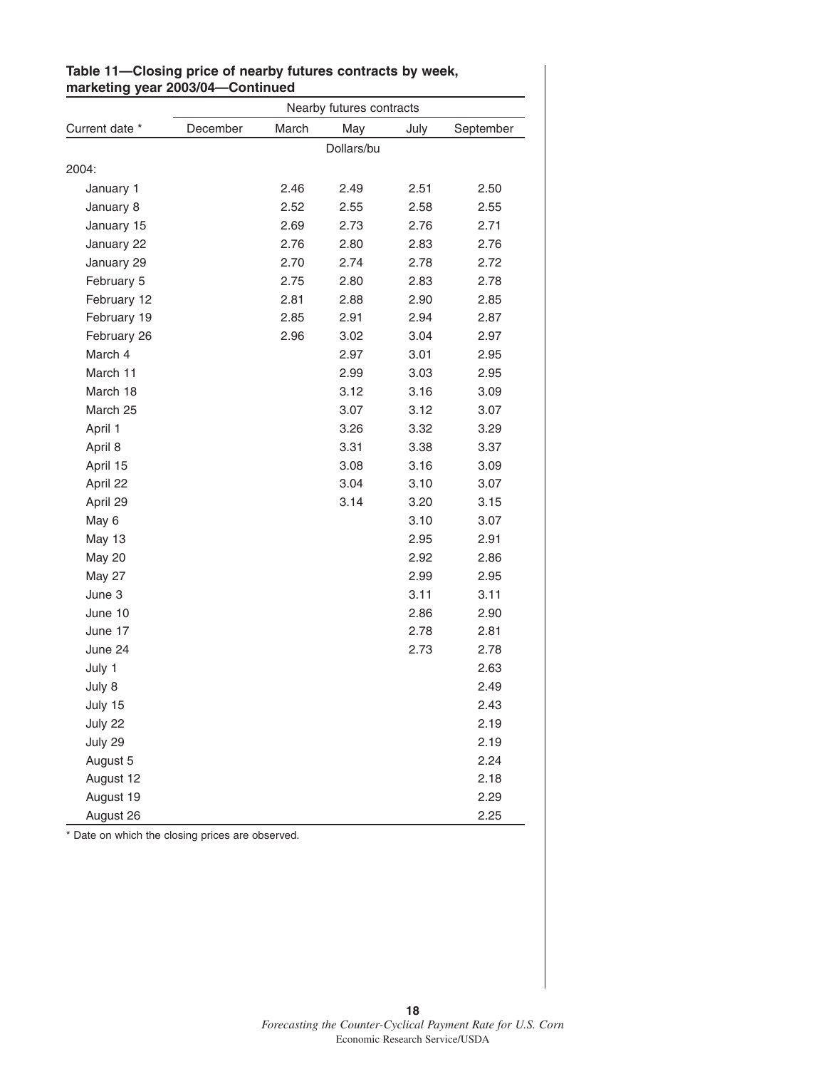**Table 11—Closing price of nearby futures contracts by week, marketing year 2003/04—Continued**

| Current date * | Nearby futures contracts | | | | |
|---|---|---|---|---|---|
| | December | March | May | July | September |
| | | | Dollars/bu | | |
| 2004: | | | | | |
| January 1 | | 2.46 | 2.49 | 2.51 | 2.50 |
| January 8 | | 2.52 | 2.55 | 2.58 | 2.55 |
| January 15 | | 2.69 | 2.73 | 2.76 | 2.71 |
| January 22 | | 2.76 | 2.80 | 2.83 | 2.76 |
| January 29 | | 2.70 | 2.74 | 2.78 | 2.72 |
| February 5 | | 2.75 | 2.80 | 2.83 | 2.78 |
| February 12 | | 2.81 | 2.88 | 2.90 | 2.85 |
| February 19 | | 2.85 | 2.91 | 2.94 | 2.87 |
| February 26 | | 2.96 | 3.02 | 3.04 | 2.97 |
| March 4 | | | 2.97 | 3.01 | 2.95 |
| March 11 | | | 2.99 | 3.03 | 2.95 |
| March 18 | | | 3.12 | 3.16 | 3.09 |
| March 25 | | | 3.07 | 3.12 | 3.07 |
| April 1 | | | 3.26 | 3.32 | 3.29 |
| April 8 | | | 3.31 | 3.38 | 3.37 |
| April 15 | | | 3.08 | 3.16 | 3.09 |
| April 22 | | | 3.04 | 3.10 | 3.07 |
| April 29 | | | 3.14 | 3.20 | 3.15 |
| May 6 | | | | 3.10 | 3.07 |
| May 13 | | | | 2.95 | 2.91 |
| May 20 | | | | 2.92 | 2.86 |
| May 27 | | | | 2.99 | 2.95 |
| June 3 | | | | 3.11 | 3.11 |
| June 10 | | | | 2.86 | 2.90 |
| June 17 | | | | 2.78 | 2.81 |
| June 24 | | | | 2.73 | 2.78 |
| July 1 | | | | | 2.63 |
| July 8 | | | | | 2.49 |
| July 15 | | | | | 2.43 |
| July 22 | | | | | 2.19 |
| July 29 | | | | | 2.19 |
| August 5 | | | | | 2.24 |
| August 12 | | | | | 2.18 |
| August 19 | | | | | 2.29 |
| August 26 | | | | | 2.25 |

* Date on which the closing prices are observed.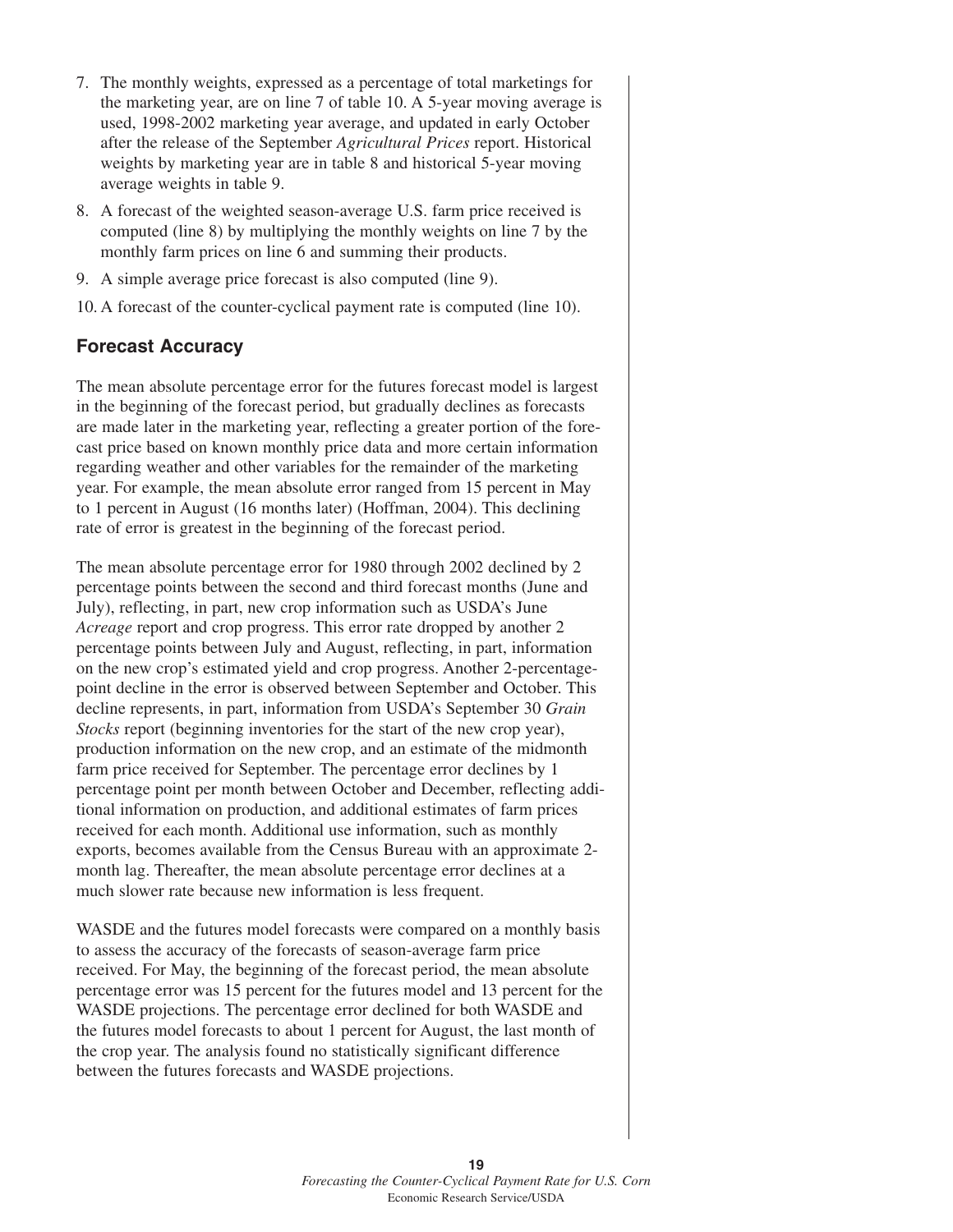7. The monthly weights, expressed as a percentage of total marketings for the marketing year, are on line 7 of table 10. A 5-year moving average is used, 1998-2002 marketing year average, and updated in early October after the release of the September *Agricultural Prices* report. Historical weights by marketing year are in table 8 and historical 5-year moving average weights in table 9.
8. A forecast of the weighted season-average U.S. farm price received is computed (line 8) by multiplying the monthly weights on line 7 by the monthly farm prices on line 6 and summing their products.
9. A simple average price forecast is also computed (line 9).
10. A forecast of the counter-cyclical payment rate is computed (line 10).

## Forecast Accuracy

The mean absolute percentage error for the futures forecast model is largest in the beginning of the forecast period, but gradually declines as forecasts are made later in the marketing year, reflecting a greater portion of the forecast price based on known monthly price data and more certain information regarding weather and other variables for the remainder of the marketing year. For example, the mean absolute error ranged from 15 percent in May to 1 percent in August (16 months later) (Hoffman, 2004). This declining rate of error is greatest in the beginning of the forecast period.

The mean absolute percentage error for 1980 through 2002 declined by 2 percentage points between the second and third forecast months (June and July), reflecting, in part, new crop information such as USDA's June *Acreage* report and crop progress. This error rate dropped by another 2 percentage points between July and August, reflecting, in part, information on the new crop's estimated yield and crop progress. Another 2-percentage-point decline in the error is observed between September and October. This decline represents, in part, information from USDA's September 30 *Grain Stocks* report (beginning inventories for the start of the new crop year), production information on the new crop, and an estimate of the midmonth farm price received for September. The percentage error declines by 1 percentage point per month between October and December, reflecting additional information on production, and additional estimates of farm prices received for each month. Additional use information, such as monthly exports, becomes available from the Census Bureau with an approximate 2-month lag. Thereafter, the mean absolute percentage error declines at a much slower rate because new information is less frequent.

WASDE and the futures model forecasts were compared on a monthly basis to assess the accuracy of the forecasts of season-average farm price received. For May, the beginning of the forecast period, the mean absolute percentage error was 15 percent for the futures model and 13 percent for the WASDE projections. The percentage error declined for both WASDE and the futures model forecasts to about 1 percent for August, the last month of the crop year. The analysis found no statistically significant difference between the futures forecasts and WASDE projections.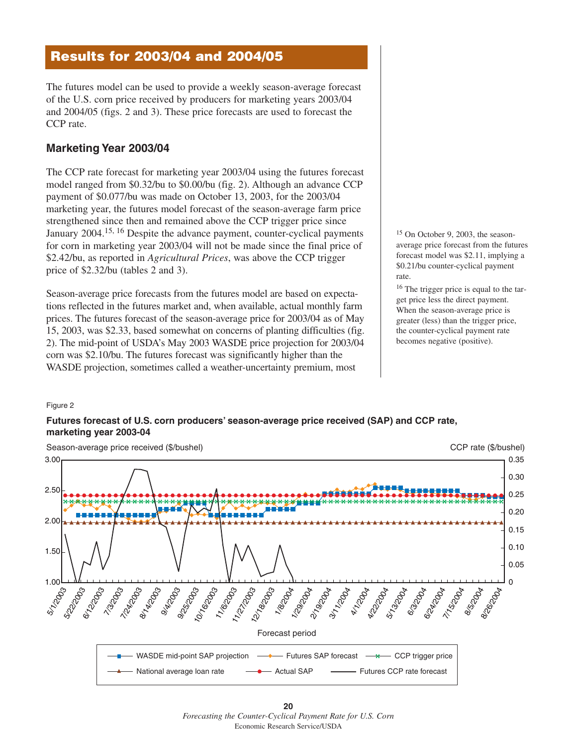# Results for 2003/04 and 2004/05

The futures model can be used to provide a weekly season-average forecast of the U.S. corn price received by producers for marketing years 2003/04 and 2004/05 (figs. 2 and 3). These price forecasts are used to forecast the CCP rate.

## Marketing Year 2003/04

The CCP rate forecast for marketing year 2003/04 using the futures forecast model ranged from $0.32/bu to $0.00/bu (fig. 2). Although an advance CCP payment of $0.077/bu was made on October 13, 2003, for the 2003/04 marketing year, the futures model forecast of the season-average farm price strengthened since then and remained above the CCP trigger price since January 2004.[15, 16] Despite the advance payment, counter-cyclical payments for corn in marketing year 2003/04 will not be made since the final price of $2.42/bu, as reported in *Agricultural Prices*, was above the CCP trigger price of $2.32/bu (tables 2 and 3).

Season-average price forecasts from the futures model are based on expectations reflected in the futures market and, when available, actual monthly farm prices. The futures forecast of the season-average price for 2003/04 as of May 15, 2003, was $2.33, based somewhat on concerns of planting difficulties (fig. 2). The mid-point of USDA's May 2003 WASDE price projection for 2003/04 corn was $2.10/bu. The futures forecast was significantly higher than the WASDE projection, sometimes called a weather-uncertainty premium, most

[15] On October 9, 2003, the season-average price forecast from the futures forecast model was $2.11, implying a $0.21/bu counter-cyclical payment rate.

[16] The trigger price is equal to the target price less the direct payment. When the season-average price is greater (less) than the trigger price, the counter-cyclical payment rate becomes negative (positive).

Figure 2

**Futures forecast of U.S. corn producers' season-average price received (SAP) and CCP rate, marketing year 2003-04**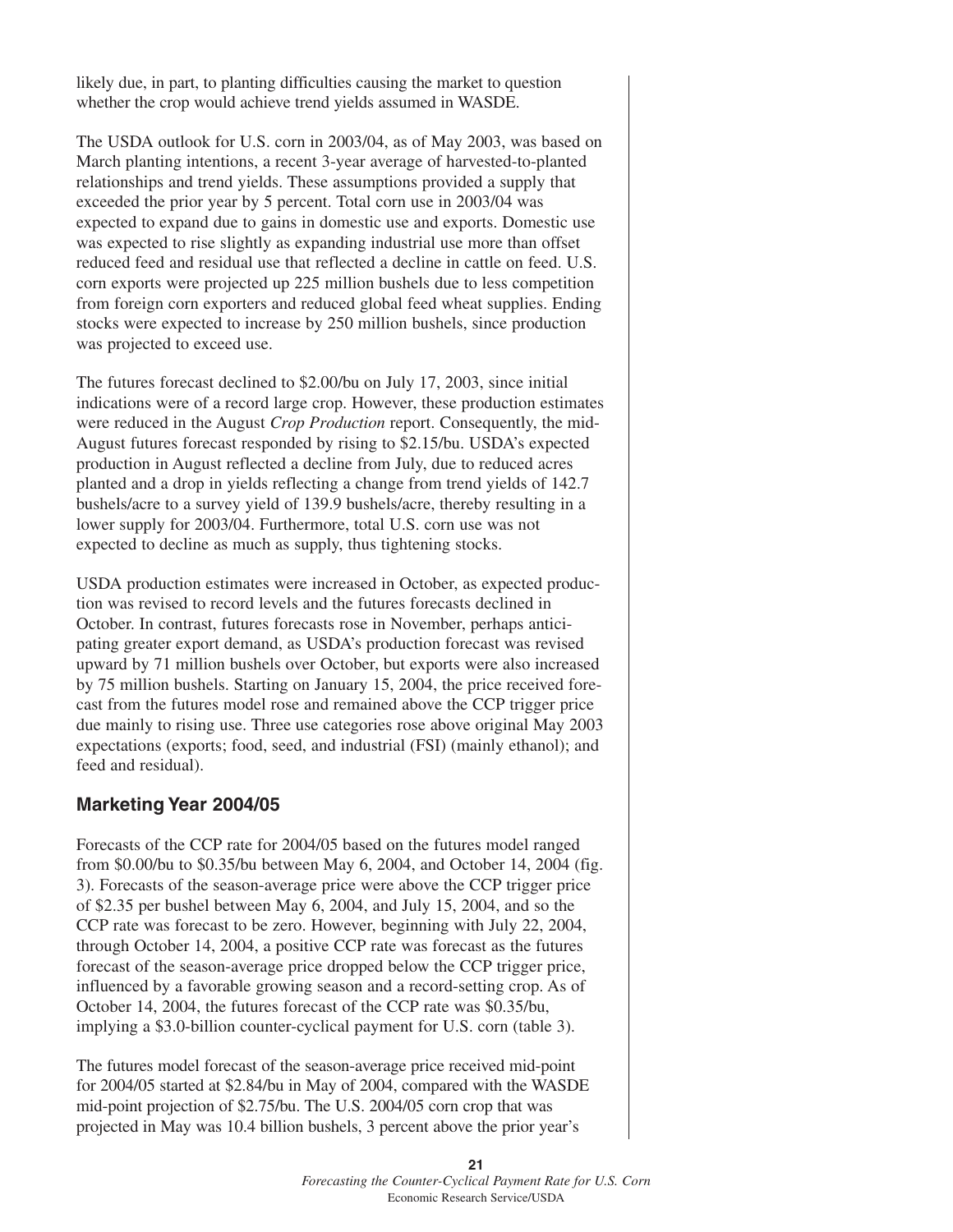likely due, in part, to planting difficulties causing the market to question whether the crop would achieve trend yields assumed in WASDE.

The USDA outlook for U.S. corn in 2003/04, as of May 2003, was based on March planting intentions, a recent 3-year average of harvested-to-planted relationships and trend yields. These assumptions provided a supply that exceeded the prior year by 5 percent. Total corn use in 2003/04 was expected to expand due to gains in domestic use and exports. Domestic use was expected to rise slightly as expanding industrial use more than offset reduced feed and residual use that reflected a decline in cattle on feed. U.S. corn exports were projected up 225 million bushels due to less competition from foreign corn exporters and reduced global feed wheat supplies. Ending stocks were expected to increase by 250 million bushels, since production was projected to exceed use.

The futures forecast declined to \$2.00/bu on July 17, 2003, since initial indications were of a record large crop. However, these production estimates were reduced in the August *Crop Production* report. Consequently, the mid-August futures forecast responded by rising to \$2.15/bu. USDA's expected production in August reflected a decline from July, due to reduced acres planted and a drop in yields reflecting a change from trend yields of 142.7 bushels/acre to a survey yield of 139.9 bushels/acre, thereby resulting in a lower supply for 2003/04. Furthermore, total U.S. corn use was not expected to decline as much as supply, thus tightening stocks.

USDA production estimates were increased in October, as expected production was revised to record levels and the futures forecasts declined in October. In contrast, futures forecasts rose in November, perhaps anticipating greater export demand, as USDA's production forecast was revised upward by 71 million bushels over October, but exports were also increased by 75 million bushels. Starting on January 15, 2004, the price received forecast from the futures model rose and remained above the CCP trigger price due mainly to rising use. Three use categories rose above original May 2003 expectations (exports; food, seed, and industrial (FSI) (mainly ethanol); and feed and residual).

## Marketing Year 2004/05

Forecasts of the CCP rate for 2004/05 based on the futures model ranged from \$0.00/bu to \$0.35/bu between May 6, 2004, and October 14, 2004 (fig. 3). Forecasts of the season-average price were above the CCP trigger price of \$2.35 per bushel between May 6, 2004, and July 15, 2004, and so the CCP rate was forecast to be zero. However, beginning with July 22, 2004, through October 14, 2004, a positive CCP rate was forecast as the futures forecast of the season-average price dropped below the CCP trigger price, influenced by a favorable growing season and a record-setting crop. As of October 14, 2004, the futures forecast of the CCP rate was \$0.35/bu, implying a \$3.0-billion counter-cyclical payment for U.S. corn (table 3).

The futures model forecast of the season-average price received mid-point for 2004/05 started at \$2.84/bu in May of 2004, compared with the WASDE mid-point projection of \$2.75/bu. The U.S. 2004/05 corn crop that was projected in May was 10.4 billion bushels, 3 percent above the prior year's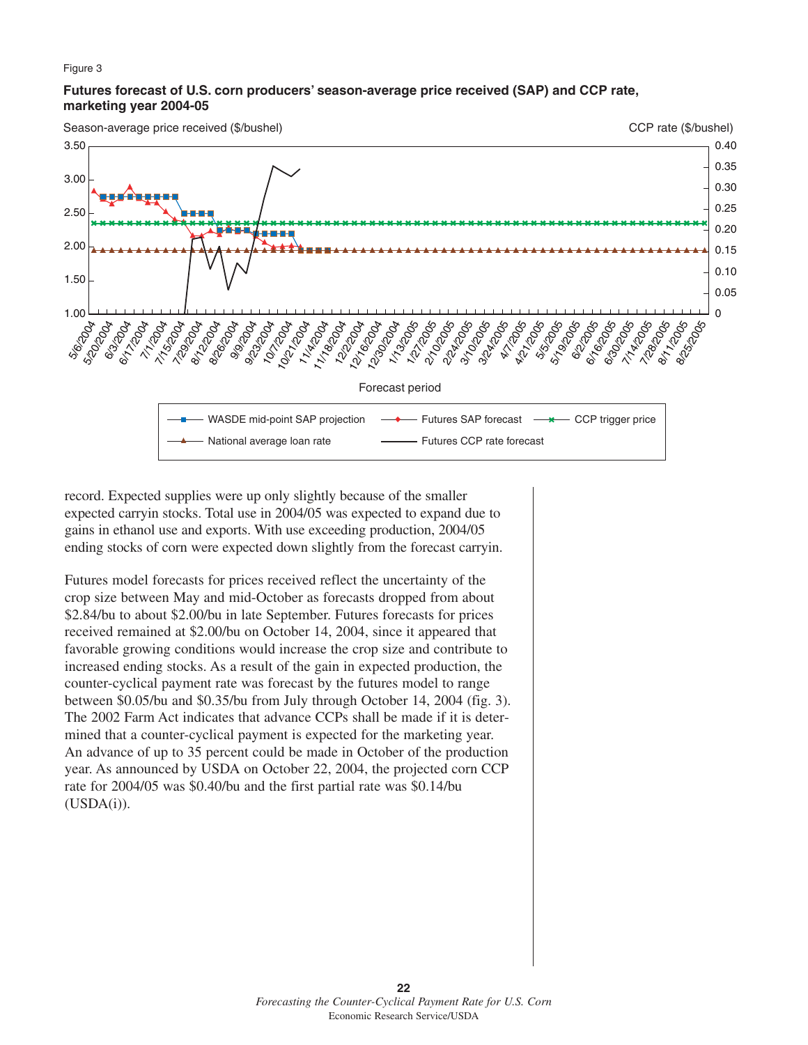Figure 3

**Futures forecast of U.S. corn producers' season-average price received (SAP) and CCP rate, marketing year 2004-05**

record. Expected supplies were up only slightly because of the smaller expected carryin stocks. Total use in 2004/05 was expected to expand due to gains in ethanol use and exports. With use exceeding production, 2004/05 ending stocks of corn were expected down slightly from the forecast carryin.

Futures model forecasts for prices received reflect the uncertainty of the crop size between May and mid-October as forecasts dropped from about \$2.84/bu to about \$2.00/bu in late September. Futures forecasts for prices received remained at \$2.00/bu on October 14, 2004, since it appeared that favorable growing conditions would increase the crop size and contribute to increased ending stocks. As a result of the gain in expected production, the counter-cyclical payment rate was forecast by the futures model to range between \$0.05/bu and \$0.35/bu from July through October 14, 2004 (fig. 3). The 2002 Farm Act indicates that advance CCPs shall be made if it is determined that a counter-cyclical payment is expected for the marketing year. An advance of up to 35 percent could be made in October of the production year. As announced by USDA on October 22, 2004, the projected corn CCP rate for 2004/05 was \$0.40/bu and the first partial rate was \$0.14/bu (USDA(i)).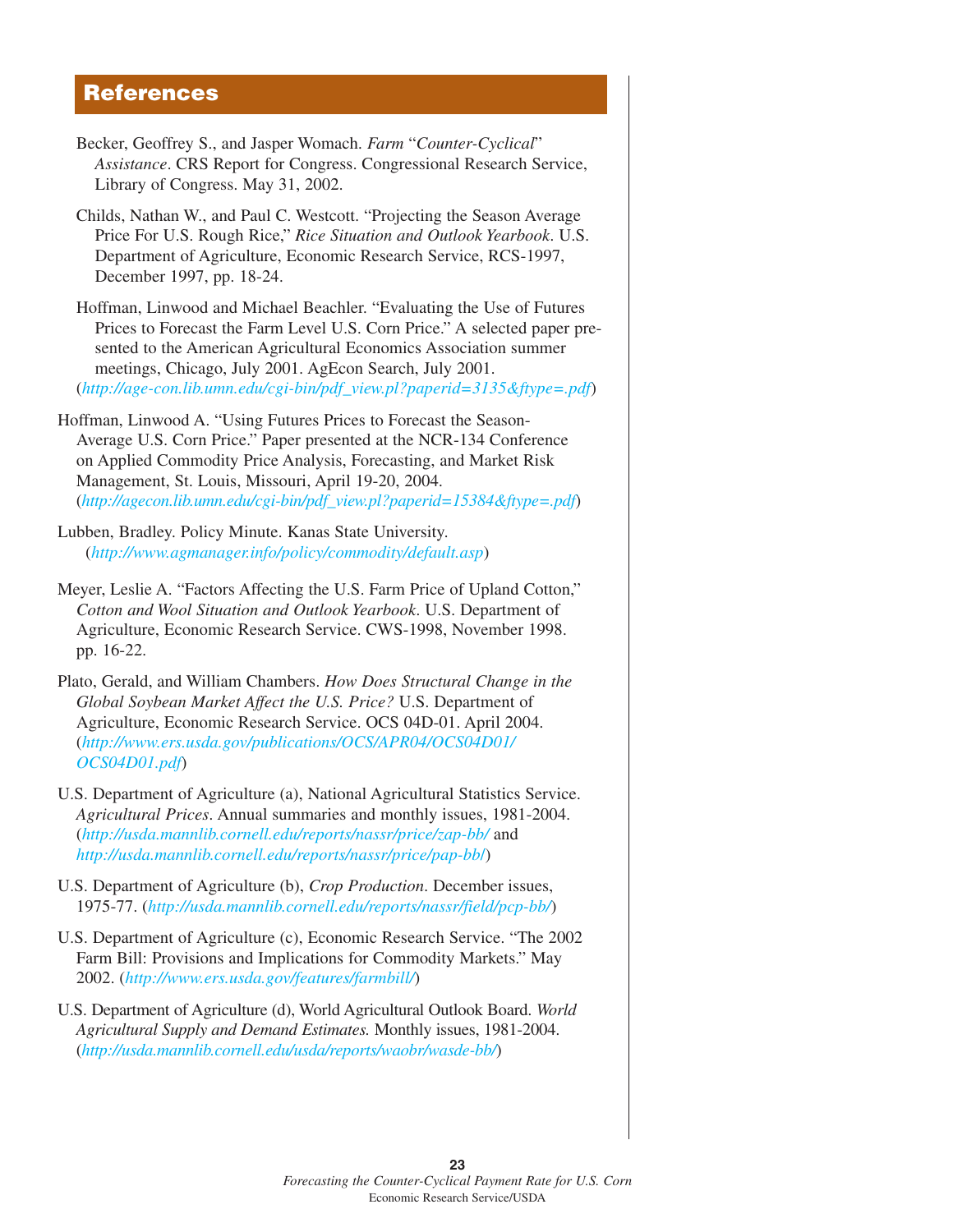# References

Becker, Geoffrey S., and Jasper Womach. *Farm "Counter-Cyclical" Assistance*. CRS Report for Congress. Congressional Research Service, Library of Congress. May 31, 2002.

Childs, Nathan W., and Paul C. Westcott. "Projecting the Season Average Price For U.S. Rough Rice," *Rice Situation and Outlook Yearbook*. U.S. Department of Agriculture, Economic Research Service, RCS-1997, December 1997, pp. 18-24.

Hoffman, Linwood and Michael Beachler. "Evaluating the Use of Futures Prices to Forecast the Farm Level U.S. Corn Price." A selected paper presented to the American Agricultural Economics Association summer meetings, Chicago, July 2001. AgEcon Search, July 2001. (*http://age-con.lib.umn.edu/cgi-bin/pdf_view.pl?paperid=3135&ftype=.pdf*)

Hoffman, Linwood A. "Using Futures Prices to Forecast the Season-Average U.S. Corn Price." Paper presented at the NCR-134 Conference on Applied Commodity Price Analysis, Forecasting, and Market Risk Management, St. Louis, Missouri, April 19-20, 2004. (*http://agecon.lib.umn.edu/cgi-bin/pdf_view.pl?paperid=15384&ftype=.pdf*)

Lubben, Bradley. Policy Minute. Kanas State University. (*http://www.agmanager.info/policy/commodity/default.asp*)

Meyer, Leslie A. "Factors Affecting the U.S. Farm Price of Upland Cotton," *Cotton and Wool Situation and Outlook Yearbook*. U.S. Department of Agriculture, Economic Research Service. CWS-1998, November 1998. pp. 16-22.

Plato, Gerald, and William Chambers. *How Does Structural Change in the Global Soybean Market Affect the U.S. Price?* U.S. Department of Agriculture, Economic Research Service. OCS 04D-01. April 2004. (*http://www.ers.usda.gov/publications/OCS/APR04/OCS04D01/OCS04D01.pdf*)

U.S. Department of Agriculture (a), National Agricultural Statistics Service. *Agricultural Prices*. Annual summaries and monthly issues, 1981-2004. (*http://usda.mannlib.cornell.edu/reports/nassr/price/zap-bb/* and *http://usda.mannlib.cornell.edu/reports/nassr/price/pap-bb/*)

U.S. Department of Agriculture (b), *Crop Production*. December issues, 1975-77. (*http://usda.mannlib.cornell.edu/reports/nassr/field/pcp-bb/*)

U.S. Department of Agriculture (c), Economic Research Service. "The 2002 Farm Bill: Provisions and Implications for Commodity Markets." May 2002. (*http://www.ers.usda.gov/features/farmbill/*)

U.S. Department of Agriculture (d), World Agricultural Outlook Board. *World Agricultural Supply and Demand Estimates.* Monthly issues, 1981-2004. (*http://usda.mannlib.cornell.edu/usda/reports/waobr/wasde-bb/*)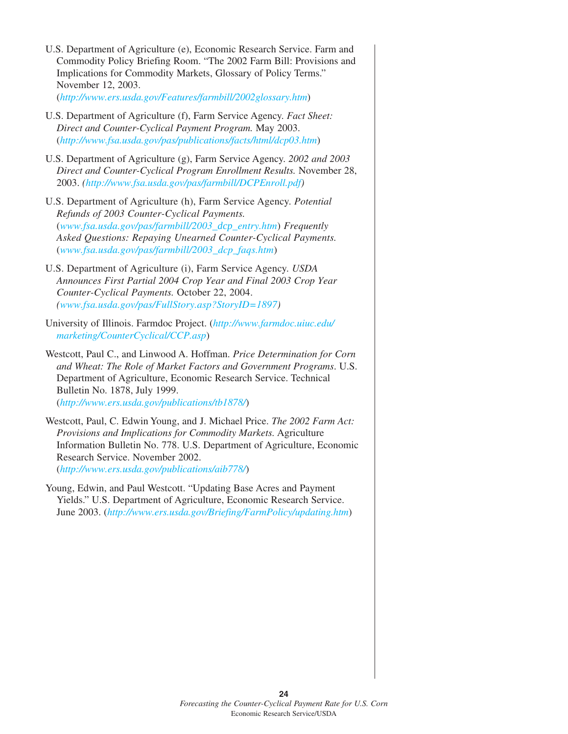U.S. Department of Agriculture (e), Economic Research Service. Farm and Commodity Policy Briefing Room. "The 2002 Farm Bill: Provisions and Implications for Commodity Markets, Glossary of Policy Terms." November 12, 2003. (*http://www.ers.usda.gov/Features/farmbill/2002glossary.htm*)

U.S. Department of Agriculture (f), Farm Service Agency. *Fact Sheet: Direct and Counter-Cyclical Payment Program.* May 2003. (*http://www.fsa.usda.gov/pas/publications/facts/html/dcp03.htm*)

U.S. Department of Agriculture (g), Farm Service Agency. *2002 and 2003 Direct and Counter-Cyclical Program Enrollment Results.* November 28, 2003. (*http://www.fsa.usda.gov/pas/farmbill/DCPEnroll.pdf*)

U.S. Department of Agriculture (h), Farm Service Agency. *Potential Refunds of 2003 Counter-Cyclical Payments.* (*www.fsa.usda.gov/pas/farmbill/2003_dcp_entry.htm*) *Frequently Asked Questions: Repaying Unearned Counter-Cyclical Payments.* (*www.fsa.usda.gov/pas/farmbill/2003_dcp_faqs.htm*)

U.S. Department of Agriculture (i), Farm Service Agency. *USDA Announces First Partial 2004 Crop Year and Final 2003 Crop Year Counter-Cyclical Payments.* October 22, 2004. (*www.fsa.usda.gov/pas/FullStory.asp?StoryID=1897*)

University of Illinois. Farmdoc Project. (*http://www.farmdoc.uiuc.edu/marketing/CounterCyclical/CCP.asp*)

Westcott, Paul C., and Linwood A. Hoffman. *Price Determination for Corn and Wheat: The Role of Market Factors and Government Programs*. U.S. Department of Agriculture, Economic Research Service. Technical Bulletin No. 1878, July 1999. (*http://www.ers.usda.gov/publications/tb1878/*)

Westcott, Paul, C. Edwin Young, and J. Michael Price. *The 2002 Farm Act: Provisions and Implications for Commodity Markets.* Agriculture Information Bulletin No. 778. U.S. Department of Agriculture, Economic Research Service. November 2002. (*http://www.ers.usda.gov/publications/aib778/*)

Young, Edwin, and Paul Westcott. "Updating Base Acres and Payment Yields." U.S. Department of Agriculture, Economic Research Service. June 2003. (*http://www.ers.usda.gov/Briefing/FarmPolicy/updating.htm*)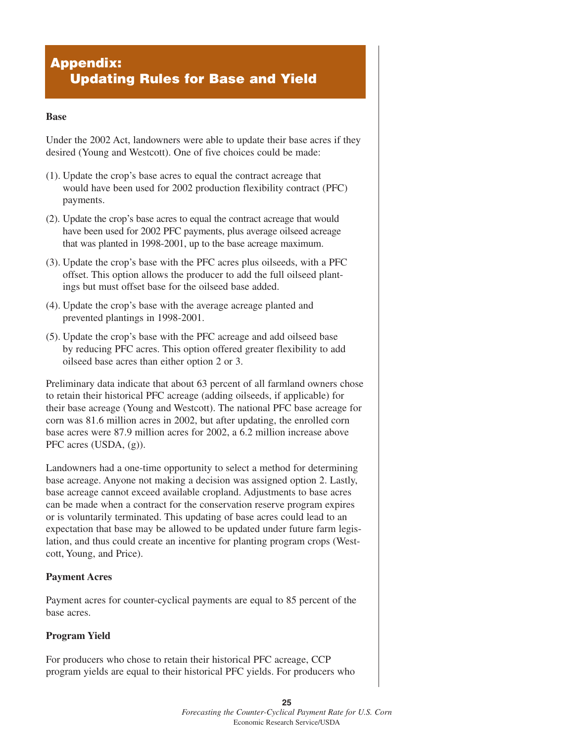# Appendix: Updating Rules for Base and Yield

### Base

Under the 2002 Act, landowners were able to update their base acres if they desired (Young and Westcott). One of five choices could be made:

(1). Update the crop's base acres to equal the contract acreage that would have been used for 2002 production flexibility contract (PFC) payments.

(2). Update the crop's base acres to equal the contract acreage that would have been used for 2002 PFC payments, plus average oilseed acreage that was planted in 1998-2001, up to the base acreage maximum.

(3). Update the crop's base with the PFC acres plus oilseeds, with a PFC offset. This option allows the producer to add the full oilseed plantings but must offset base for the oilseed base added.

(4). Update the crop's base with the average acreage planted and prevented plantings in 1998-2001.

(5). Update the crop's base with the PFC acreage and add oilseed base by reducing PFC acres. This option offered greater flexibility to add oilseed base acres than either option 2 or 3.

Preliminary data indicate that about 63 percent of all farmland owners chose to retain their historical PFC acreage (adding oilseeds, if applicable) for their base acreage (Young and Westcott). The national PFC base acreage for corn was 81.6 million acres in 2002, but after updating, the enrolled corn base acres were 87.9 million acres for 2002, a 6.2 million increase above PFC acres (USDA, (g)).

Landowners had a one-time opportunity to select a method for determining base acreage. Anyone not making a decision was assigned option 2. Lastly, base acreage cannot exceed available cropland. Adjustments to base acres can be made when a contract for the conservation reserve program expires or is voluntarily terminated. This updating of base acres could lead to an expectation that base may be allowed to be updated under future farm legislation, and thus could create an incentive for planting program crops (Westcott, Young, and Price).

### Payment Acres

Payment acres for counter-cyclical payments are equal to 85 percent of the base acres.

### Program Yield

For producers who chose to retain their historical PFC acreage, CCP program yields are equal to their historical PFC yields. For producers who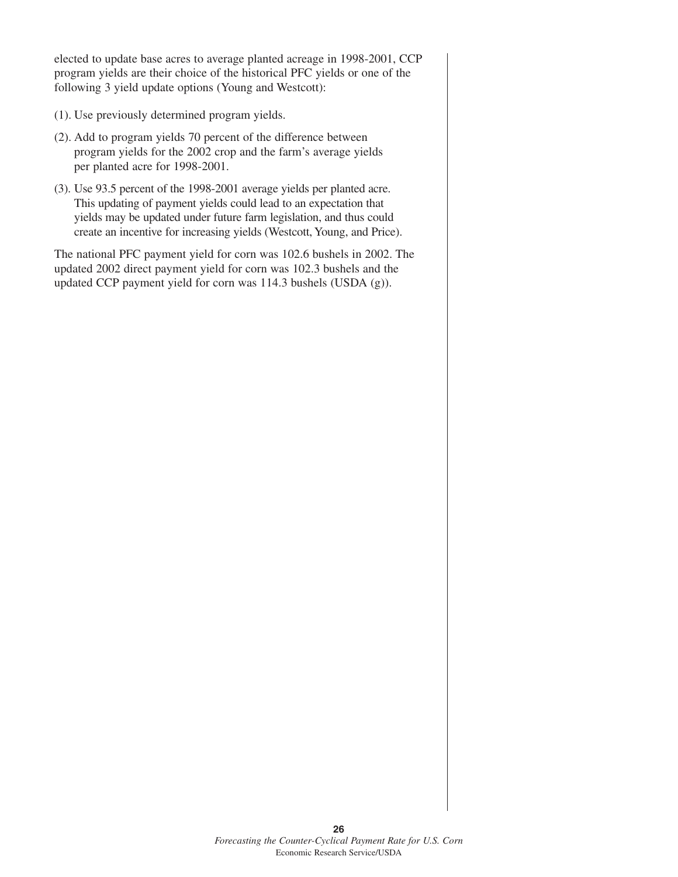elected to update base acres to average planted acreage in 1998-2001, CCP program yields are their choice of the historical PFC yields or one of the following 3 yield update options (Young and Westcott):

(1). Use previously determined program yields.

(2). Add to program yields 70 percent of the difference between program yields for the 2002 crop and the farm's average yields per planted acre for 1998-2001.

(3). Use 93.5 percent of the 1998-2001 average yields per planted acre. This updating of payment yields could lead to an expectation that yields may be updated under future farm legislation, and thus could create an incentive for increasing yields (Westcott, Young, and Price).

The national PFC payment yield for corn was 102.6 bushels in 2002. The updated 2002 direct payment yield for corn was 102.3 bushels and the updated CCP payment yield for corn was 114.3 bushels (USDA (g)).